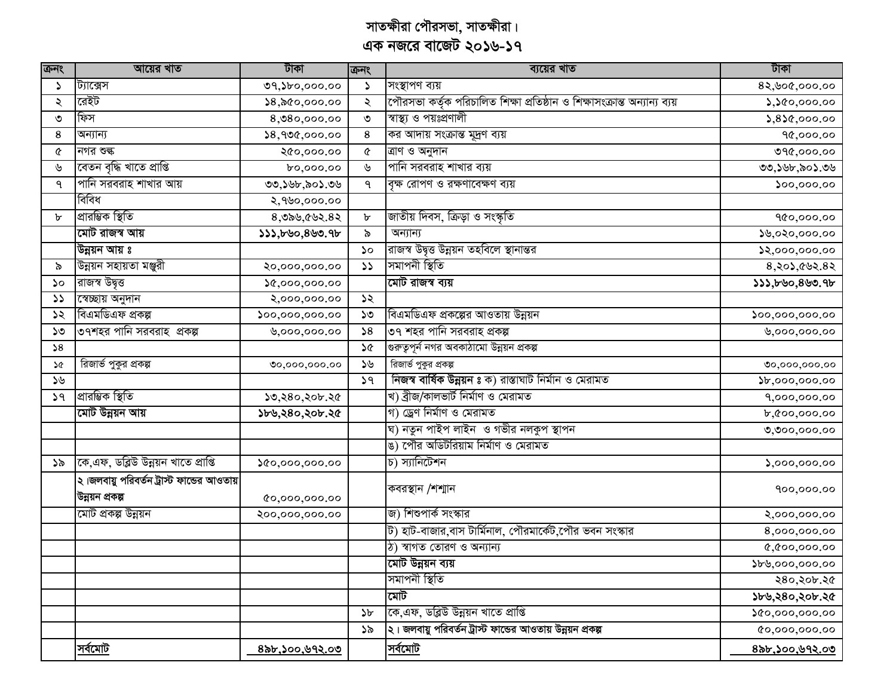# সাতক্ষীরা পৌরসভা, সাতক্ষীরা।

## এক নজরে বাজেট ২০১৬-১৭

| ক্রনং | আয়ের খাত | টাকা | ক্রনং | ব্যয়ের খাত | টাকা |
|---|---|---|---|---|---|
| ১ | ট্যাক্সেস | ৩৭,১৮০,০০০.০০ | ১ | সংস্থাপণ ব্যয় | ৪২,৬০৫,০০০.০০ |
| ২ | রেইট | ১৪,৯৫০,০০০.০০ | ২ | পৌরসভা কর্তৃক পরিচালিত শিক্ষা প্রতিষ্ঠান ও শিক্ষাসংক্রান্ত অন্যান্য ব্যয় | ১,১৫০,০০০.০০ |
| ৩ | ফিস | ৪,৩৪০,০০০.০০ | ৩ | স্বাস্থ্য ও পয়ঃপ্রণালী | ১,৪১৫,০০০.০০ |
| ৪ | অন্যান্য | ১৪,৭৩৫,০০০.০০ | ৪ | কর আদায় সংক্রান্ত মূদ্রণ ব্যয় | ৭৫,০০০.০০ |
| ৫ | নগর শুল্ক | ২৫০,০০০.০০ | ৫ | ত্রাণ ও অনুদান | ৩৭৫,০০০.০০ |
| ৬ | বেতন বৃদ্ধি খাতে প্রাপ্তি | ৮০,০০০.০০ | ৬ | পানি সরবরাহ শাখার ব্যয় | ৩৩,১৬৮,৯০১.৩৬ |
| ৭ | পানি সরবরাহ শাখার আয় | ৩৩,১৬৮,৯০১.৩৬ | ৭ | বৃক্ষ রোপণ ও রক্ষণাবেক্ষণ ব্যয় | ১০০,০০০.০০ |
| | বিবিধ | ২,৭৬০,০০০.০০ | | | |
| ৮ | প্রারম্ভিক স্থিতি | ৪,৩৯৬,৫৬২.৪২ | ৮ | জাতীয় দিবস, ক্রিড়া ও সংস্কৃতি | ৭৫০,০০০.০০ |
| | **মোট রাজস্ব আয়** | **১১১,৮৬০,৪৬৩.৭৮** | ৯ | অন্যান্য | ১৬,০২০,০০০.০০ |
| | **উন্নয়ন আয় ঃ** | | ১০ | রাজস্ব উদ্বৃত্ত উন্নয়ন তহবিলে স্থানান্তর | ১২,০০০,০০০.০০ |
| ৯ | উন্নয়ন সহায়তা মঞ্জুরী | ২০,০০০,০০০.০০ | ১১ | সমাপনী স্থিতি | ৪,২০১,৫৬২.৪২ |
| ১০ | রাজস্ব উদ্বৃত্ত | ১৫,০০০,০০০.০০ | | **মোট রাজস্ব ব্যয়** | **১১১,৮৬০,৪৬৩.৭৮** |
| ১১ | স্বেচ্ছায় অনুদান | ২,০০০,০০০.০০ | ১২ | | |
| ১২ | বিএমডিএফ প্রকল্প | ১০০,০০০,০০০.০০ | ১৩ | বিএমডিএফ প্রকল্পের আওতায় উন্নয়ন | ১০০,০০০,০০০.০০ |
| ১৩ | ৩৭শহর পানি সরবরাহ প্রকল্প | ৬,০০০,০০০.০০ | ১৪ | ৩৭ শহর পানি সরবরাহ প্রকল্প | ৬,০০০,০০০.০০ |
| ১৪ | | | ১৫ | গুরুত্বপূর্ন নগর অবকাঠামো উন্নয়ন প্রকল্প | |
| ১৫ | রিজার্ভ পুকুর প্রকল্প | ৩০,০০০,০০০.০০ | ১৬ | রিজার্ভ পুকুর প্রকল্প | ৩০,০০০,০০০.০০ |
| ১৬ | | | ১৭ | **নিজস্ব বার্ষিক উন্নয়ন ঃ** ক) রাস্তাঘাট নির্মান ও মেরামত | ১৮,০০০,০০০.০০ |
| ১৭ | প্রারম্ভিক স্থিতি | ১৩,২৪০,২০৮.২৫ | | খ) ব্রীজ/কালভার্ট নির্মাণ ও মেরামত | ৭,০০০,০০০.০০ |
| | **মোট উন্নয়ন আয়** | **১৮৬,২৪০,২০৮.২৫** | | গ) ড্রেণ নির্মাণ ও মেরামত | ৮,৫০০,০০০.০০ |
| | | | | ঘ) নতুন পাইপ লাইন ও গভীর নলকুপ স্থাপন | ৩,৩০০,০০০.০০ |
| | | | | ঙ) পৌর অডিটরিয়াম নির্মাণ ও মেরামত | |
| ১৯ | কে,এফ, ডব্লিউ উন্নয়ন খাতে প্রাপ্তি | ১৫০,০০০,০০০.০০ | | চ) স্যানিটেশন | ১,০০০,০০০.০০ |
| | **২।জলবায়ু পরিবর্তন ট্রাস্ট ফান্ডের আওতায় উন্নয়ন প্রকল্প** | ৫০,০০০,০০০.০০ | | কবরস্থান /শশ্মান | ৭০০,০০০.০০ |
| | মোট প্রকল্প উন্নয়ন | ২০০,০০০,০০০.০০ | | জ) শিশুপার্ক সংস্কার | ২,০০০,০০০.০০ |
| | | | | ট) হাট-বাজার,বাস টার্মিনাল, পৌরমার্কেট,পৌর ভবন সংস্কার | ৪,০০০,০০০.০০ |
| | | | | ঠ) স্বাগত তোরণ ও অন্যান্য | ৫,৫০০,০০০.০০ |
| | | | | **মোট উন্নয়ন ব্যয়** | ১৮৬,০০০,০০০.০০ |
| | | | | সমাপনী স্থিতি | ২৪০,২০৮.২৫ |
| | | | | **মোট** | **১৮৬,২৪০,২০৮.২৫** |
| | | | ১৮ | কে,এফ, ডব্লিউ উন্নয়ন খাতে প্রাপ্তি | ১৫০,০০০,০০০.০০ |
| | | | ১৯ | **২। জলবায়ু পরিবর্তন ট্রাস্ট ফান্ডের আওতায় উন্নয়ন প্রকল্প** | ৫০,০০০,০০০.০০ |
| | **সর্বমোট** | **৪৯৮,১০০,৬৭২.০৩** | | **সর্বমোট** | **৪৯৮,১০০,৬৭২.০৩** |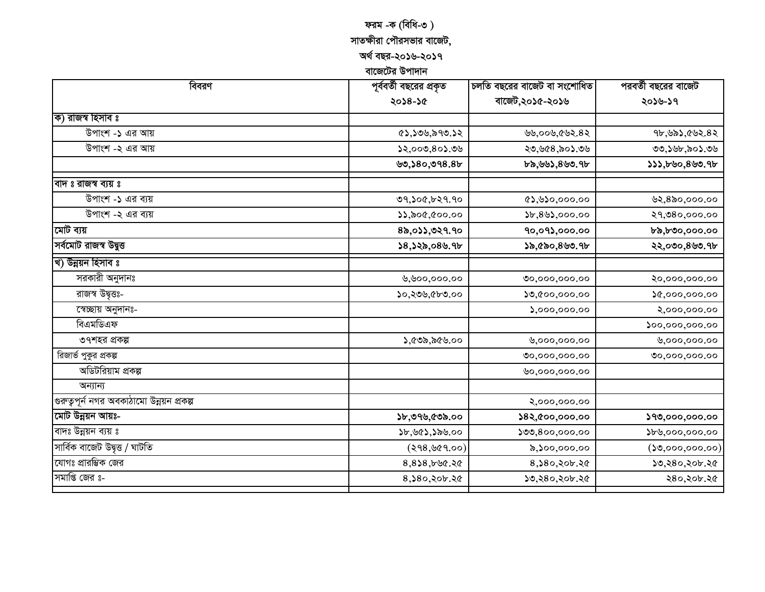# ফরম -ক (বিধি-৩ )

## সাতক্ষীরা পৌরসভার বাজেট,

## অর্থ বছর-২০১৬-২০১৭

### বাজেটের উপাদান

| বিবরণ | পূর্ববর্তী বছরের প্রকৃত ২০১৪-১৫ | চলতি বছরের বাজেট বা সংশোধিত বাজেট,২০১৫-২০১৬ | পরবর্তী বছরের বাজেট ২০১৬-১৭ |
|---|---|---|---|
| ক) রাজস্ব হিসাব ঃ | | | |
| উপাংশ -১ এর আয় | ৫১,১৩৬,৯৭৩.১২ | ৬৬,০০৬,৫৬২.৪২ | ৭৮,৬৯১,৫৬২.৪২ |
| উপাংশ -২ এর আয় | ১২,০০৩,৪০১.৩৬ | ২৩,৬৫৪,৯০১.৩৬ | ৩৩,১৬৮,৯০১.৩৬ |
| | **৬৩,১৪০,৩৭৪.৪৮** | **৮৯,৬৬১,৪৬৩.৭৮** | **১১১,৮৬০,৪৬৩.৭৮** |
| বাদ ঃ রাজস্ব ব্যয় ঃ | | | |
| উপাংশ -১ এর ব্যয় | ৩৭,১০৫,৮২৭.৭০ | ৫১,৬১০,০০০.০০ | ৬২,৪৯০,০০০.০০ |
| উপাংশ -২ এর ব্যয় | ১১,৯০৫,৫০০.০০ | ১৮,৪৬১,০০০.০০ | ২৭,৩৪০,০০০.০০ |
| **মোট ব্যয়** | **৪৯,০১১,৩২৭.৭০** | **৭০,০৭১,০০০.০০** | **৮৯,৮৩০,০০০.০০** |
| **সর্বমোট রাজস্ব উদ্বৃত্ত** | **১৪,১২৯,০৪৬.৭৮** | **১৯,৫৯০,৪৬৩.৭৮** | **২২,০৩০,৪৬৩.৭৮** |
| খ) উন্নয়ন হিসাব ঃ | | | |
| সরকারী অনুদানঃ | ৬,৬০০,০০০.০০ | ৩০,০০০,০০০.০০ | ২০,০০০,০০০.০০ |
| রাজস্ব উদ্বৃত্তঃ- | ১০,২৩৬,৫৮৩.০০ | ১৩,৫০০,০০০.০০ | ১৫,০০০,০০০.০০ |
| স্বেচ্ছায় অনুদানঃ- | | ১,০০০,০০০.০০ | ২,০০০,০০০.০০ |
| বিএমডিএফ | | | ১০০,০০০,০০০.০০ |
| ৩৭শহর প্রকল্প | ১,৫৩৯,৯৫৬.০০ | ৬,০০০,০০০.০০ | ৬,০০০,০০০.০০ |
| রিজার্ভ পুকুর প্রকল্প | | ৩০,০০০,০০০.০০ | ৩০,০০০,০০০.০০ |
| অডিটরিয়াম প্রকল্প | | ৬০,০০০,০০০.০০ | |
| অন্যান্য | | | |
| গুরুত্বপূর্ন নগর অবকাঠামো উন্নয়ন প্রকল্প | | ২,০০০,০০০.০০ | |
| **মোট উন্নয়ন আয়ঃ-** | **১৮,৩৭৬,৫৩৯.০০** | **১৪২,৫০০,০০০.০০** | **১৭৩,০০০,০০০.০০** |
| বাদঃ উন্নয়ন ব্যয় ঃ | ১৮,৬৫১,১৯৬.০০ | ১৩৩,৪০০,০০০.০০ | ১৮৬,০০০,০০০.০০ |
| সার্বিক বাজেট উদ্বৃত্ত / ঘাটতি | (২৭৪,৬৫৭.০০) | ৯,১০০,০০০.০০ | (১৩,০০০,০০০.০০) |
| যোগঃ প্রারম্ভিক জের | ৪,৪১৪,৮৬৫.২৫ | ৪,১৪০,২০৮.২৫ | ১৩,২৪০,২০৮.২৫ |
| সমাপ্তি জের ঃ- | ৪,১৪০,২০৮.২৫ | ১৩,২৪০,২০৮.২৫ | ২৪০,২০৮.২৫ |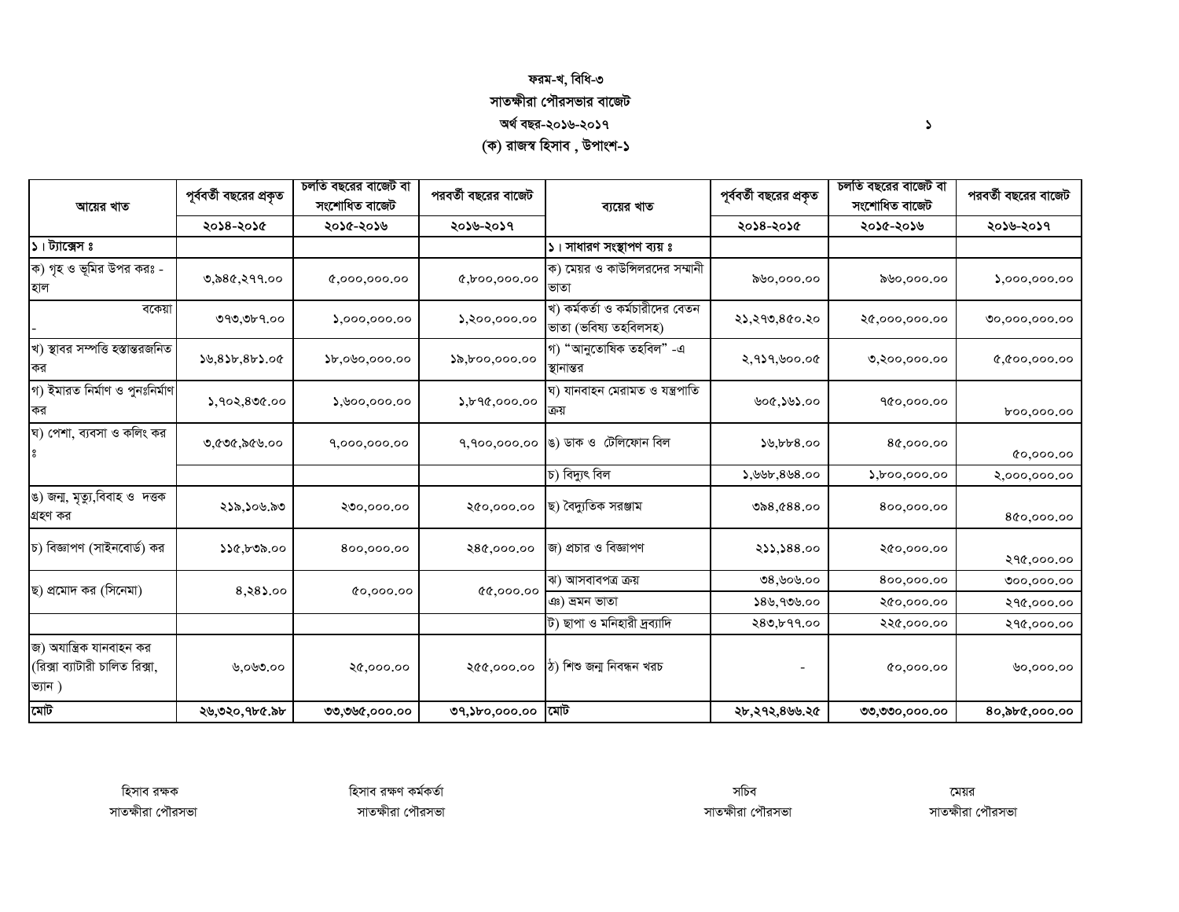### ফরম-খ, বিধি-৩

## সাতক্ষীরা পৌরসভার বাজেট

### অর্থ বছর-২০১৬-২০১৭

### (ক) রাজস্ব হিসাব , উপাংশ-১

| আয়ের খাত | পূর্ববর্তী বছরের প্রকৃত | চলতি বছরের বাজেট বা সংশোধিত বাজেট | পরবর্তী বছরের বাজেট | ব্যয়ের খাত | পূর্ববর্তী বছরের প্রকৃত | চলতি বছরের বাজেট বা সংশোধিত বাজেট | পরবর্তী বছরের বাজেট |
|---|---|---|---|---|---|---|---|
| | ২০১৪-২০১৫ | ২০১৫-২০১৬ | ২০১৬-২০১৭ | | ২০১৪-২০১৫ | ২০১৫-২০১৬ | ২০১৬-২০১৭ |
| ১। ট্যাক্সেস ঃ | | | | ১। সাধারণ সংস্থাপণ ব্যয় ঃ | | | |
| ক) গৃহ ও ভূমির উপর করঃ -হাল | ৩,৯৪৫,২৭৭.০০ | ৫,০০০,০০০.০০ | ৫,৮০০,০০০.০০ | ক) মেয়র ও কাউন্সিলরদের সম্মানী ভাতা | ৯৬০,০০০.০০ | ৯৬০,০০০.০০ | ১,০০০,০০০.০০ |
| বকেয়া - | ৩৭৩,৩৮৭.০০ | ১,০০০,০০০.০০ | ১,২০০,০০০.০০ | খ) কর্মকর্তা ও কর্মচারীদের বেতন ভাতা (ভবিষ্য তহবিলসহ) | ২১,২৭৩,৪৫০.২০ | ২৫,০০০,০০০.০০ | ৩০,০০০,০০০.০০ |
| খ) স্থাবর সম্পত্তি হস্তান্তরজনিত কর | ১৬,৪১৮,৪৮১.০৫ | ১৮,০৬০,০০০.০০ | ১৯,৮০০,০০০.০০ | গ) "আনুতোষিক তহবিল" -এ স্থানান্তর | ২,৭১৭,৬০০.০৫ | ৩,২০০,০০০.০০ | ৫,৫০০,০০০.০০ |
| গ) ইমারত নির্মাণ ও পুনঃনির্মাণ কর | ১,৭০২,৪৩৫.০০ | ১,৬০০,০০০.০০ | ১,৮৭৫,০০০.০০ | ঘ) যানবাহন মেরামত ও যন্ত্রপাতি ক্রয় | ৬০৫,১৬১.০০ | ৭৫০,০০০.০০ | ৮০০,০০০.০০ |
| ঘ) পেশা, ব্যবসা ও কলিং কর ঃ | ৩,৫৩৫,৯৫৬.০০ | ৭,০০০,০০০.০০ | ৭,৭০০,০০০.০০ | ঙ) ডাক ও টেলিফোন বিল | ১৬,৮৮৪.০০ | ৪৫,০০০.০০ | ৫০,০০০.০০ |
| | | | | চ) বিদ্যুৎ বিল | ১,৬৬৮,৪৬৪.০০ | ১,৮০০,০০০.০০ | ২,০০০,০০০.০০ |
| ঙ) জন্ম, মৃত্যু,বিবাহ ও দত্তক গ্রহণ কর | ২১৯,১০৬.৯৩ | ২৩০,০০০.০০ | ২৫০,০০০.০০ | ছ) বৈদ্যুতিক সরঞ্জাম | ৩৯৪,৫৪৪.০০ | ৪০০,০০০.০০ | ৪৫০,০০০.০০ |
| চ) বিজ্ঞাপণ (সাইনবোর্ড) কর | ১১৫,৮৩৯.০০ | ৪০০,০০০.০০ | ২৪৫,০০০.০০ | জ) প্রচার ও বিজ্ঞাপণ | ২১১,১৪৪.০০ | ২৫০,০০০.০০ | ২৭৫,০০০.০০ |
| ছ) প্রমোদ কর (সিনেমা) | ৪,২৪১.০০ | ৫০,০০০.০০ | ৫৫,০০০.০০ | ঝ) আসবাবপত্র ক্রয় | ৩৪,৬০৬.০০ | ৪০০,০০০.০০ | ৩০০,০০০.০০ |
| | | | | ঞ) ভ্রমন ভাতা | ১৪৬,৭৩৬.০০ | ২৫০,০০০.০০ | ২৭৫,০০০.০০ |
| | | | | ট) ছাপা ও মনিহারী দ্রব্যাদি | ২৪৩,৮৭৭.০০ | ২২৫,০০০.০০ | ২৭৫,০০০.০০ |
| জ) অযান্ত্রিক যানবাহন কর (রিক্সা ব্যাটারী চালিত রিক্সা, ভ্যান ) | ৬,০৬৩.০০ | ২৫,০০০.০০ | ২৫৫,০০০.০০ | ঠ) শিশু জন্ম নিবন্ধন খরচ | - | ৫০,০০০.০০ | ৬০,০০০.০০ |
| মোট | ২৬,৩২০,৭৮৫.৯৮ | ৩৩,৩৬৫,০০০.০০ | ৩৭,১৮০,০০০.০০ | মোট | ২৮,২৭২,৪৬৬.২৫ | ৩৩,৩৩০,০০০.০০ | ৪০,৯৮৫,০০০.০০ |

হিসাব রক্ষক
সাতক্ষীরা পৌরসভা

হিসাব রক্ষণ কর্মকর্তা
সাতক্ষীরা পৌরসভা

সচিব
সাতক্ষীরা পৌরসভা

মেয়র
সাতক্ষীরা পৌরসভা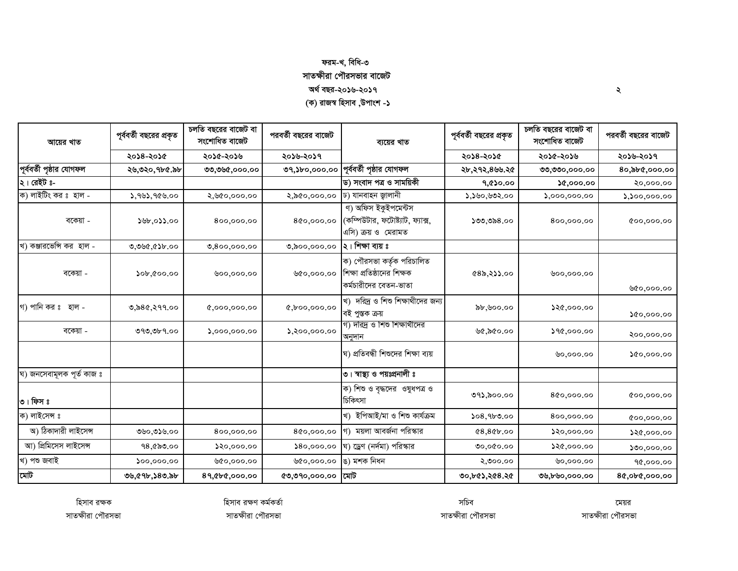ফরম-খ, বিধি-৩

# সাতক্ষীরা পৌরসভার বাজেট

অর্থ বছর-২০১৬-২০১৭

(ক) রাজস্ব হিসাব ,উপাংশ -১

| আয়ের খাত | পূর্ববর্তী বছরের প্রকৃত | চলতি বছরের বাজেট বা সংশোধিত বাজেট | পরবর্তী বছরের বাজেট | ব্যয়ের খাত | পূর্ববর্তী বছরের প্রকৃত | চলতি বছরের বাজেট বা সংশোধিত বাজেট | পরবর্তী বছরের বাজেট |
|---|---|---|---|---|---|---|---|
| | ২০১৪-২০১৫ | ২০১৫-২০১৬ | ২০১৬-২০১৭ | | ২০১৪-২০১৫ | ২০১৫-২০১৬ | ২০১৬-২০১৭ |
| **পূর্ববর্তী পৃষ্ঠার যোগফল** | **২৬,৩২০,৭৮৫.৯৮** | **৩৩,৩৬৫,০০০.০০** | **৩৭,১৮০,০০০.০০** | **পূর্ববর্তী পৃষ্ঠার যোগফল** | **২৮,২৭২,৪৬৬.২৫** | **৩৩,৩৩০,০০০.০০** | **৪০,৯৮৫,০০০.০০** |
| ২। রেইট ঃ- | | | | ড) সংবাদ পত্র ও সাময়িকী | ৭,৫১০.০০ | ১৫,০০০.০০ | ২০,০০০.০০ |
| ক) লাইটিং কর ঃ হাল - | ১,৭৬১,৭৫৬.০০ | ২,৬৫০,০০০.০০ | ২,৯৫০,০০০.০০ | ঢ) যানবাহন জ্বালানী | ১,১৬০,৬৩২.০০ | ১,০০০,০০০.০০ | ১,১০০,০০০.০০ |
| বকেয়া - | ১৬৮,০১১.০০ | ৪০০,০০০.০০ | ৪৫০,০০০.০০ | ণ) অফিস ইকুইপমেন্টস (কম্পিউটার, ফটোষ্ট্যাট, ফ্যাক্স, এসি) ক্রয় ও মেরামত | ১৩৩,৩৯৪.০০ | ৪০০,০০০.০০ | ৫০০,০০০.০০ |
| খ) কঞ্জারভেন্সি কর হাল - | ৩,৩৬৫,৫১৮.০০ | ৩,৪০০,০০০.০০ | ৩,৯০০,০০০.০০ | **২। শিক্ষা ব্যয় ঃ** | | | |
| বকেয়া - | ১০৮,৫০০.০০ | ৬০০,০০০.০০ | ৬৫০,০০০.০০ | ক) পৌরসভা কর্তৃক পরিচালিত শিক্ষা প্রতিষ্ঠানের শিক্ষক কর্মচারীদের বেতন-ভাতা | ৫৪৯,২১১.০০ | ৬০০,০০০.০০ | ৬৫০,০০০.০০ |
| গ) পানি কর ঃ হাল - | ৩,৯৪৫,২৭৭.০০ | ৫,০০০,০০০.০০ | ৫,৮০০,০০০.০০ | খ) দরিদ্র ও শিশু শিক্ষার্থীদের জন্য বই পুস্তক ক্রয় | ৯৮,৬০০.০০ | ১২৫,০০০.০০ | ১৫০,০০০.০০ |
| বকেয়া - | ৩৭৩,৩৮৭.০০ | ১,০০০,০০০.০০ | ১,২০০,০০০.০০ | গ) দরিদ্র ও শিশু শিক্ষার্থীদের অনুদান | ৬৫,৯৫০.০০ | ১৭৫,০০০.০০ | ২০০,০০০.০০ |
| | | | | ঘ) প্রতিবন্ধী শিশুদের শিক্ষা ব্যয় | | ৬০,০০০.০০ | ১৫০,০০০.০০ |
| ঘ) জনসেবামূলক পূর্ত কাজ ঃ | | | | **৩। স্বাস্থ্য ও পয়ঃপ্রনালী ঃ** | | | |
| **৩। ফিস ঃ** | | | | ক) শিশু ও বৃদ্ধদের ওষুধপত্র ও চিকিৎসা | ৩৭১,৯০০.০০ | ৪৫০,০০০.০০ | ৫০০,০০০.০০ |
| ক) লাইসেন্স ঃ | | | | খ) ইপিআই/মা ও শিশু কার্যক্রম | ১০৪,৭৮৩.০০ | ৪০০,০০০.০০ | ৫০০,০০০.০০ |
| অ) ঠিকাদারী লাইসেন্স | ৩৬০,৩১৬.০০ | ৪০০,০০০.০০ | ৪৫০,০০০.০০ | গ) ময়লা আবর্জনা পরিস্কার | ৫৪,৪৫৮.০০ | ১২০,০০০.০০ | ১২৫,০০০.০০ |
| আ) প্রিমিসেস লাইসেন্স | ৭৪,৫৯৩.০০ | ১২০,০০০.০০ | ১৪০,০০০.০০ | ঘ) ড্রেণ (নর্দমা) পরিস্কার | ৩০,০৫০.০০ | ১২৫,০০০.০০ | ১৩০,০০০.০০ |
| খ) পশু জবাই | ১০০,০০০.০০ | ৬৫০,০০০.০০ | ৬৫০,০০০.০০ | ঙ) মশক নিধন | ২,৩০০.০০ | ৬০,০০০.০০ | ৭৫,০০০.০০ |
| **মোট** | **৩৬,৫৭৮,১৪৩.৯৮** | **৪৭,৫৮৫,০০০.০০** | **৫৩,৩৭০,০০০.০০** | **মোট** | **৩০,৮৫১,২৫৪.২৫** | **৩৬,৮৬০,০০০.০০** | **৪৫,০৮৫,০০০.০০** |

| হিসাব রক্ষক | হিসাব রক্ষণ কর্মকর্তা | সচিব | মেয়র |
|---|---|---|---|
| সাতক্ষীরা পৌরসভা | সাতক্ষীরা পৌরসভা | সাতক্ষীরা পৌরসভা | সাতক্ষীরা পৌরসভা |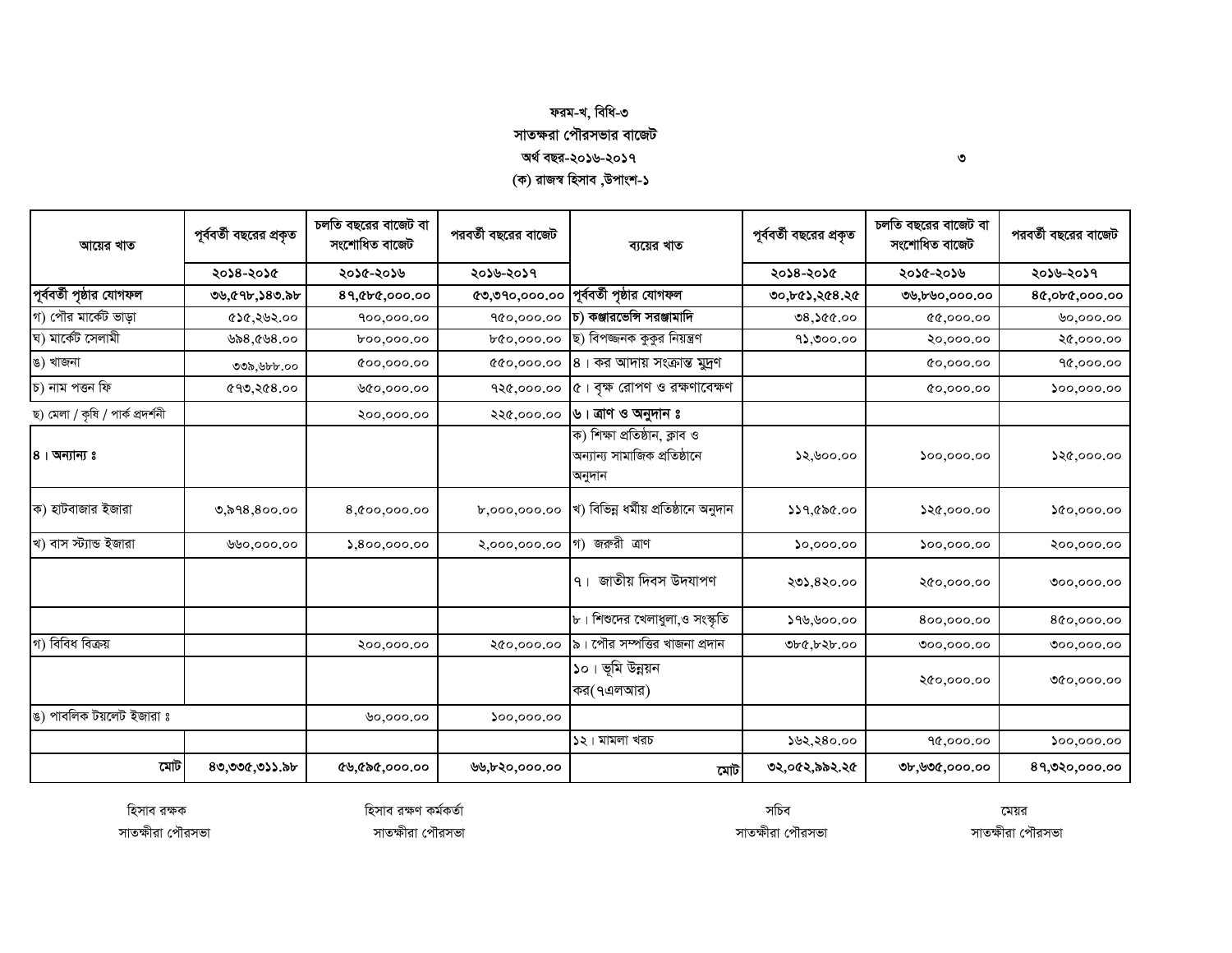ফরম-খ, বিধি-৩

সাতক্ষরা পৌরসভার বাজেট

অর্থ বছর-২০১৬-২০১৭

(ক) রাজস্ব হিসাব ,উপাংশ-১

| আয়ের খাত | পূর্ববর্তী বছরের প্রকৃত | চলতি বছরের বাজেট বা সংশোধিত বাজেট | পরবর্তী বছরের বাজেট | ব্যয়ের খাত | পূর্ববর্তী বছরের প্রকৃত | চলতি বছরের বাজেট বা সংশোধিত বাজেট | পরবর্তী বছরের বাজেট |
|---|---|---|---|---|---|---|---|
| | ২০১৪-২০১৫ | ২০১৫-২০১৬ | ২০১৬-২০১৭ | | ২০১৪-২০১৫ | ২০১৫-২০১৬ | ২০১৬-২০১৭ |
| **পূর্ববর্তী পৃষ্ঠার যোগফল** | **৩৬,৫৭৮,১৪৩.৯৮** | **৪৭,৫৮৫,০০০.০০** | **৫৩,৩৭০,০০০.০০** | **পূর্ববর্তী পৃষ্ঠার যোগফল** | **৩০,৮৫১,২৫৪.২৫** | **৩৬,৮৬০,০০০.০০** | **৪৫,০৮৫,০০০.০০** |
| গ) পৌর মার্কেট ভাড়া | ৫১৫,২৬২.০০ | ৭০০,০০০.০০ | ৭৫০,০০০.০০ | **চ) কঞ্জারভেন্সি সরঞ্জামাদি** | ৩৪,১৫৫.০০ | ৫৫,০০০.০০ | ৬০,০০০.০০ |
| ঘ) মার্কেট সেলামী | ৬৯৪,৫৬৪.০০ | ৮০০,০০০.০০ | ৮৫০,০০০.০০ | ছ) বিপজ্জনক কুকুর নিয়ন্ত্রণ | ৭১,৩০০.০০ | ২০,০০০.০০ | ২৫,০০০.০০ |
| ঙ) খাজনা | ৩৩৯,৬৮৮.০০ | ৫০০,০০০.০০ | ৫৫০,০০০.০০ | ৪। কর আদায় সংক্রান্ত মুদ্রণ | | ৫০,০০০.০০ | ৭৫,০০০.০০ |
| চ) নাম পত্তন ফি | ৫৭৩,২৫৪.০০ | ৬৫০,০০০.০০ | ৭২৫,০০০.০০ | ৫। বৃক্ষ রোপণ ও রক্ষণাবেক্ষণ | | ৫০,০০০.০০ | ১০০,০০০.০০ |
| ছ) মেলা / কৃষি / পার্ক প্রদর্শনী | | ২০০,০০০.০০ | ২২৫,০০০.০০ | **৬। ত্রাণ ও অনুদান ঃ** | | | |
| **৪। অন্যান্য ঃ** | | | | ক) শিক্ষা প্রতিষ্ঠান, ক্লাব ও অন্যান্য সামাজিক প্রতিষ্ঠানে অনুদান | ১২,৬০০.০০ | ১০০,০০০.০০ | ১২৫,০০০.০০ |
| ক) হাটবাজার ইজারা | ৩,৯৭৪,৪০০.০০ | ৪,৫০০,০০০.০০ | ৮,০০০,০০০.০০ | খ) বিভিন্ন ধর্মীয় প্রতিষ্ঠানে অনুদান | ১১৭,৫৯৫.০০ | ১২৫,০০০.০০ | ১৫০,০০০.০০ |
| খ) বাস স্ট্যান্ড ইজারা | ৬৬০,০০০.০০ | ১,৪০০,০০০.০০ | ২,০০০,০০০.০০ | গ) জরুরী ত্রাণ | ১০,০০০.০০ | ১০০,০০০.০০ | ২০০,০০০.০০ |
| | | | | ৭। জাতীয় দিবস উদযাপণ | ২৩১,৪২০.০০ | ২৫০,০০০.০০ | ৩০০,০০০.০০ |
| | | | | ৮। শিশুদের খেলাধুলা,ও সংস্কৃতি | ১৭৬,৬০০.০০ | ৪০০,০০০.০০ | ৪৫০,০০০.০০ |
| গ) বিবিধ বিক্রয় | | ২০০,০০০.০০ | ২৫০,০০০.০০ | ৯। পৌর সম্পত্তির খাজনা প্রদান | ৩৮৫,৮২৮.০০ | ৩০০,০০০.০০ | ৩০০,০০০.০০ |
| | | | | ১০। ভূমি উন্নয়ন কর(৭এলআর) | | ২৫০,০০০.০০ | ৩৫০,০০০.০০ |
| ঙ) পাবলিক টয়লেট ইজারা ঃ | | ৬০,০০০.০০ | ১০০,০০০.০০ | | | | |
| | | | | ১২। মামলা খরচ | ১৬২,২৪০.০০ | ৭৫,০০০.০০ | ১০০,০০০.০০ |
| মোট | **৪৩,৩৩৫,৩১১.৯৮** | **৫৬,৫৯৫,০০০.০০** | **৬৬,৮২০,০০০.০০** | মোট | **৩২,০৫২,৯৯২.২৫** | **৩৮,৬৩৫,০০০.০০** | **৪৭,৩২০,০০০.০০** |

| হিসাব রক্ষক | হিসাব রক্ষণ কর্মকর্তা | সচিব | মেয়র |
|---|---|---|---|
| সাতক্ষীরা পৌরসভা | সাতক্ষীরা পৌরসভা | সাতক্ষীরা পৌরসভা | সাতক্ষীরা পৌরসভা |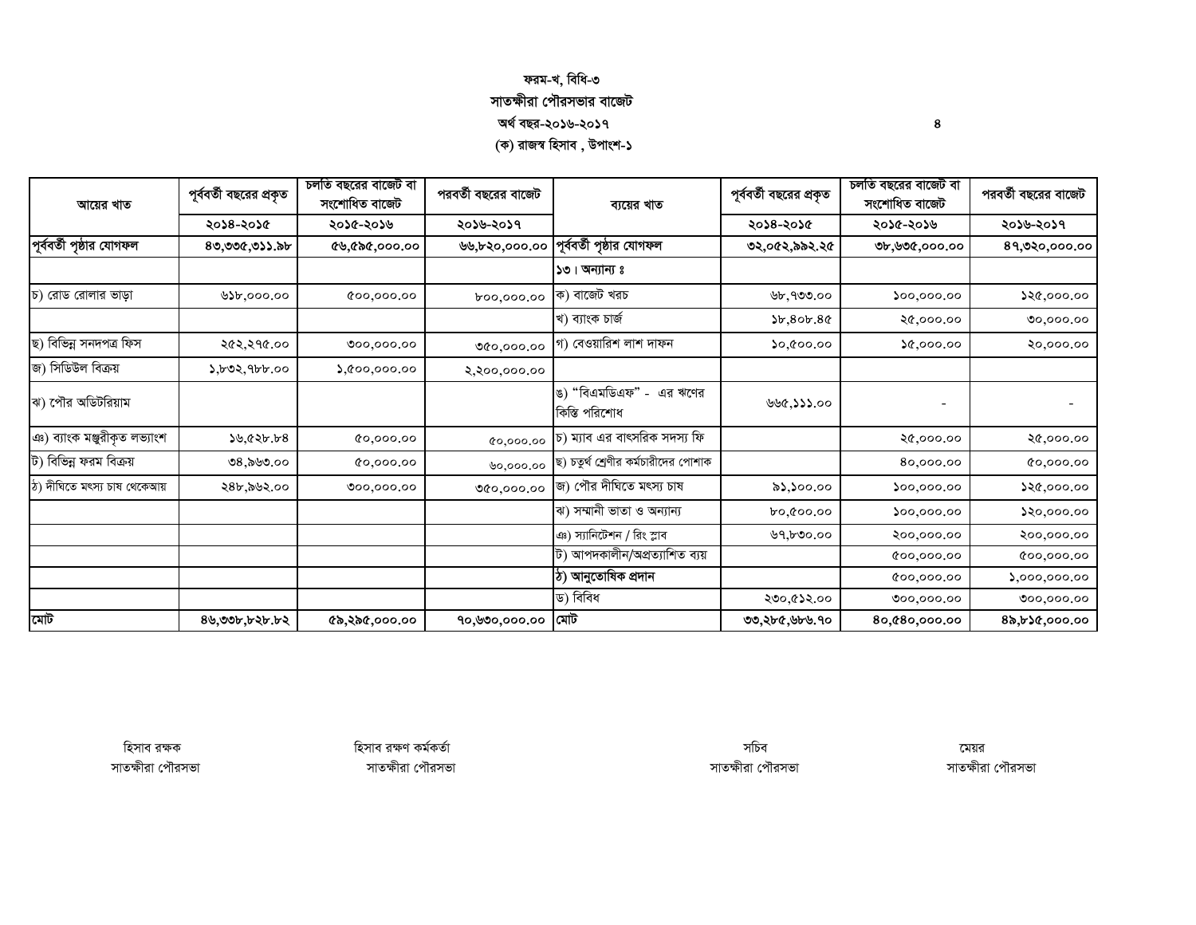ফরম-খ, বিধি-৩

সাতক্ষীরা পৌরসভার বাজেট

অর্থ বছর-২০১৬-২০১৭

(ক) রাজস্ব হিসাব , উপাংশ-১

| আয়ের খাত | পূর্ববর্তী বছরের প্রকৃত | চলতি বছরের বাজেট বা সংশোধিত বাজেট | পরবর্তী বছরের বাজেট | ব্যয়ের খাত | পূর্ববর্তী বছরের প্রকৃত | চলতি বছরের বাজেট বা সংশোধিত বাজেট | পরবর্তী বছরের বাজেট |
|---|---|---|---|---|---|---|---|
| | ২০১৪-২০১৫ | ২০১৫-২০১৬ | ২০১৬-২০১৭ | | ২০১৪-২০১৫ | ২০১৫-২০১৬ | ২০১৬-২০১৭ |
| পূর্ববর্তী পৃষ্ঠার যোগফল | ৪৩,৩৩৫,৩১১.৯৮ | ৫৬,৫৯৫,০০০.০০ | ৬৬,৮২০,০০০.০০ | পূর্ববর্তী পৃষ্ঠার যোগফল | ৩২,০৫২,৯৯২.২৫ | ৩৮,৬৩৫,০০০.০০ | ৪৭,৩২০,০০০.০০ |
| | | | | ১৩। অন্যান্য ঃ | | | |
| চ) রোড রোলার ভাড়া | ৬১৮,০০০.০০ | ৫০০,০০০.০০ | ৮০০,০০০.০০ | ক) বাজেট খরচ | ৬৮,৭৩৩.০০ | ১০০,০০০.০০ | ১২৫,০০০.০০ |
| | | | | খ) ব্যাংক চার্জ | ১৮,৪০৮.৪৫ | ২৫,০০০.০০ | ৩০,০০০.০০ |
| ছ) বিভিন্ন সনদপত্র ফিস | ২৫২,২৭৫.০০ | ৩০০,০০০.০০ | ৩৫০,০০০.০০ | গ) বেওয়ারিশ লাশ দাফন | ১০,৫০০.০০ | ১৫,০০০.০০ | ২০,০০০.০০ |
| জ) সিডিউল বিক্রয় | ১,৮৩২,৭৮৮.০০ | ১,৫০০,০০০.০০ | ২,২০০,০০০.০০ | | | | |
| ঝ) পৌর অডিটরিয়াম | | | | ঙ) "বিএমডিএফ" - এর ঋণের কিস্তি পরিশোধ | ৬৬৫,১১১.০০ | - | - |
| ঞ) ব্যাংক মঞ্জুরীকৃত লভ্যাংশ | ১৬,৫২৮.৮৪ | ৫০,০০০.০০ | ৫০,০০০.০০ | চ) ম্যাব এর বাৎসরিক সদস্য ফি | | ২৫,০০০.০০ | ২৫,০০০.০০ |
| ট) বিভিন্ন ফরম বিক্রয় | ৩৪,৯৬৩.০০ | ৫০,০০০.০০ | ৬০,০০০.০০ | ছ) চতুর্থ শ্রেণীর কর্মচারীদের পোশাক | | ৪০,০০০.০০ | ৫০,০০০.০০ |
| ঠ) দীঘিতে মৎস্য চাষ থেকেআয় | ২৪৮,৯৬২.০০ | ৩০০,০০০.০০ | ৩৫০,০০০.০০ | জ) পৌর দীঘিতে মৎস্য চাষ | ৯১,১০০.০০ | ১০০,০০০.০০ | ১২৫,০০০.০০ |
| | | | | ঝ) সম্মানী ভাতা ও অন্যান্য | ৮০,৫০০.০০ | ১০০,০০০.০০ | ১২০,০০০.০০ |
| | | | | ঞ) স্যানিটেশন / রিং স্লাব | ৬৭,৮৩০.০০ | ২০০,০০০.০০ | ২০০,০০০.০০ |
| | | | | ট) আপদকালীন/অপ্রত্যাশিত ব্যয় | | ৫০০,০০০.০০ | ৫০০,০০০.০০ |
| | | | | ঠ) আনুতোষিক প্রদান | | ৫০০,০০০.০০ | ১,০০০,০০০.০০ |
| | | | | ড) বিবিধ | ২৩০,৫১২.০০ | ৩০০,০০০.০০ | ৩০০,০০০.০০ |
| মোট | ৪৬,৩৩৮,৮২৮.৮২ | ৫৯,২৯৫,০০০.০০ | ৭০,৬৩০,০০০.০০ | মোট | ৩৩,২৮৫,৬৮৬.৭০ | ৪০,৫৪০,০০০.০০ | ৪৯,৮১৫,০০০.০০ |

হিসাব রক্ষক
সাতক্ষীরা পৌরসভা

হিসাব রক্ষণ কর্মকর্তা
সাতক্ষীরা পৌরসভা

সচিব
সাতক্ষীরা পৌরসভা

মেয়র
সাতক্ষীরা পৌরসভা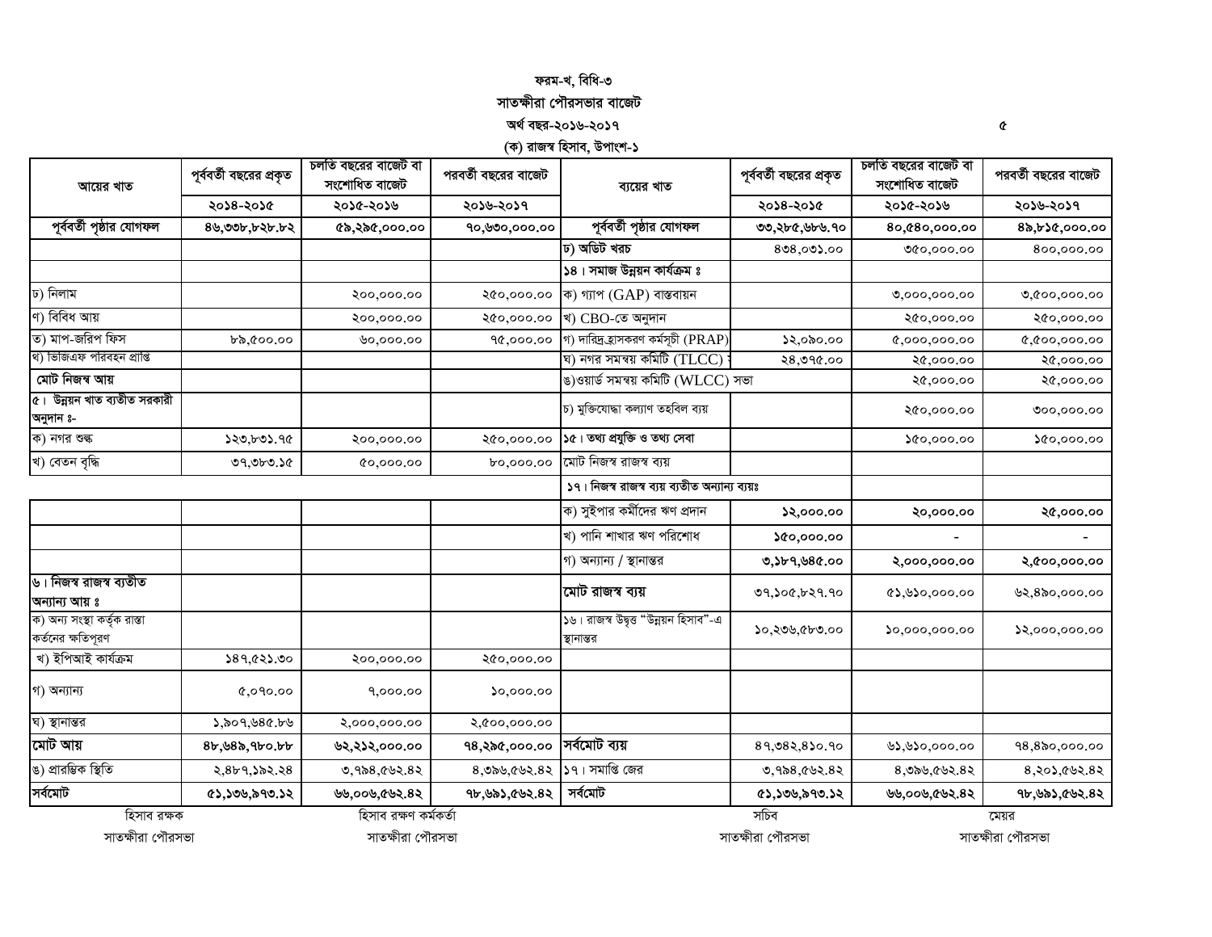ফরম-খ, বিধি-৩

# সাতক্ষীরা পৌরসভার বাজেট

অর্থ বছর-২০১৬-২০১৭ ৫

(ক) রাজস্ব হিসাব, উপাংশ-১

| আয়ের খাত | পূর্ববর্তী বছরের প্রকৃত | চলতি বছরের বাজেট বা সংশোধিত বাজেট | পরবর্তী বছরের বাজেট | ব্যয়ের খাত | পূর্ববর্তী বছরের প্রকৃত | চলতি বছরের বাজেট বা সংশোধিত বাজেট | পরবর্তী বছরের বাজেট |
|---|---|---|---|---|---|---|---|
| | ২০১৪-২০১৫ | ২০১৫-২০১৬ | ২০১৬-২০১৭ | | ২০১৪-২০১৫ | ২০১৫-২০১৬ | ২০১৬-২০১৭ |
| **পূর্ববর্তী পৃষ্ঠার যোগফল** | **৪৬,৩৩৮,৮২৮.৮২** | **৫৯,২৯৫,০০০.০০** | **৭০,৬৩০,০০০.০০** | **পূর্ববর্তী পৃষ্ঠার যোগফল** | **৩৩,২৮৫,৬৮৬.৭০** | **৪০,৫৪০,০০০.০০** | **৪৯,৮১৫,০০০.০০** |
| | | | | ঢ) অডিট খরচ | ৪৩৪,০৩১.০০ | ৩৫০,০০০.০০ | ৪০০,০০০.০০ |
| | | | | **১৪। সমাজ উন্নয়ন কার্যক্রম ঃ** | | | |
| ঢ) নিলাম | | ২০০,০০০.০০ | ২৫০,০০০.০০ | ক) গ্যাপ (GAP) বাস্তবায়ন | | ৩,০০০,০০০.০০ | ৩,৫০০,০০০.০০ |
| ণ) বিবিধ আয় | | ২০০,০০০.০০ | ২৫০,০০০.০০ | খ) CBO-তে অনুদান | | ২৫০,০০০.০০ | ২৫০,০০০.০০ |
| ত) মাপ-জরিপ ফিস | ৮৯,৫০০.০০ | ৬০,০০০.০০ | ৭৫,০০০.০০ | গ) দারিদ্র্যহ্রাসকরণ কর্মসূচী (PRAP) | ১২,০৯০.০০ | ৫,০০০,০০০.০০ | ৫,৫০০,০০০.০০ |
| থ) ভিজিএফ পরিবহন প্রাপ্তি | | | | ঘ) নগর সমন্বয় কমিটি (TLCC) | ২৪,৩৭৫.০০ | ২৫,০০০.০০ | ২৫,০০০.০০ |
| **মোট নিজস্ব আয়** | | | | ঙ)ওয়ার্ড সমন্বয় কমিটি (WLCC) সভা | | ২৫,০০০.০০ | ২৫,০০০.০০ |
| **৫। উন্নয়ন খাত ব্যতীত সরকারী অনুদান ঃ-** | | | | চ) মুক্তিযোদ্ধা কল্যাণ তহবিল ব্যয় | | ২৫০,০০০.০০ | ৩০০,০০০.০০ |
| ক) নগর শুল্ক | ১২৩,৮৩১.৭৫ | ২০০,০০০.০০ | ২৫০,০০০.০০ | **১৫। তথ্য প্রযুক্তি ও তথ্য সেবা** | | ১৫০,০০০.০০ | ১৫০,০০০.০০ |
| খ) বেতন বৃদ্ধি | ৩৭,৩৮৩.১৫ | ৫০,০০০.০০ | ৮০,০০০.০০ | মোট নিজস্ব রাজস্ব ব্যয় | | | |
| | | | | **১৭। নিজস্ব রাজস্ব ব্যয় ব্যতীত অন্যান্য ব্যয়ঃ** | | | |
| | | | | ক) সুইপার কর্মীদের ঋণ প্রদান | **১২,০০০.০০** | **২০,০০০.০০** | **২৫,০০০.০০** |
| | | | | খ) পানি শাখার ঋণ পরিশোধ | **১৫০,০০০.০০** | - | - |
| | | | | গ) অন্যান্য / স্থানান্তর | **৩,১৮৭,৬৪৫.০০** | **২,০০০,০০০.০০** | **২,৫০০,০০০.০০** |
| **৬। নিজস্ব রাজস্ব ব্যতীত অন্যান্য আয় ঃ** | | | | **মোট রাজস্ব ব্যয়** | ৩৭,১০৫,৮২৭.৭০ | ৫১,৬১০,০০০.০০ | ৬২,৪৯০,০০০.০০ |
| ক) অন্য সংস্থা কর্তৃক রাস্তা কর্তনের ক্ষতিপূরণ | | | | ১৬। রাজস্ব উদ্বৃত্ত "উন্নয়ন হিসাব"-এ স্থানান্তর | ১০,২৩৬,৫৮৩.০০ | ১০,০০০,০০০.০০ | ১২,০০০,০০০.০০ |
| খ) ইপিআই কার্যক্রম | ১৪৭,৫২১.৩০ | ২০০,০০০.০০ | ২৫০,০০০.০০ | | | | |
| গ) অন্যান্য | ৫,০৭০.০০ | ৭,০০০.০০ | ১০,০০০.০০ | | | | |
| ঘ) স্থানান্তর | ১,৯০৭,৬৪৫.৮৬ | ২,০০০,০০০.০০ | ২,৫০০,০০০.০০ | | | | |
| **মোট আয়** | **৪৮,৬৪৯,৭৮০.৮৮** | **৬২,২১২,০০০.০০** | **৭৪,২৯৫,০০০.০০** | **সর্বমোট ব্যয়** | ৪৭,৩৪২,৪১০.৭০ | ৬১,৬১০,০০০.০০ | ৭৪,৪৯০,০০০.০০ |
| ঙ) প্রারম্ভিক স্থিতি | ২,৪৮৭,১৯২.২৪ | ৩,৭৯৪,৫৬২.৪২ | ৪,৩৯৬,৫৬২.৪২ | ১৭। সমাপ্তি জের | ৩,৭৯৪,৫৬২.৪২ | ৪,৩৯৬,৫৬২.৪২ | ৪,২০১,৫৬২.৪২ |
| **সর্বমোট** | **৫১,১৩৬,৯৭৩.১২** | **৬৬,০০৬,৫৬২.৪২** | **৭৮,৬৯১,৫৬২.৪২** | **সর্বমোট** | **৫১,১৩৬,৯৭৩.১২** | **৬৬,০০৬,৫৬২.৪২** | **৭৮,৬৯১,৫৬২.৪২** |

| হিসাব রক্ষক | হিসাব রক্ষণ কর্মকর্তা | সচিব | মেয়র |
|---|---|---|---|
| সাতক্ষীরা পৌরসভা | সাতক্ষীরা পৌরসভা | সাতক্ষীরা পৌরসভা | সাতক্ষীরা পৌরসভা |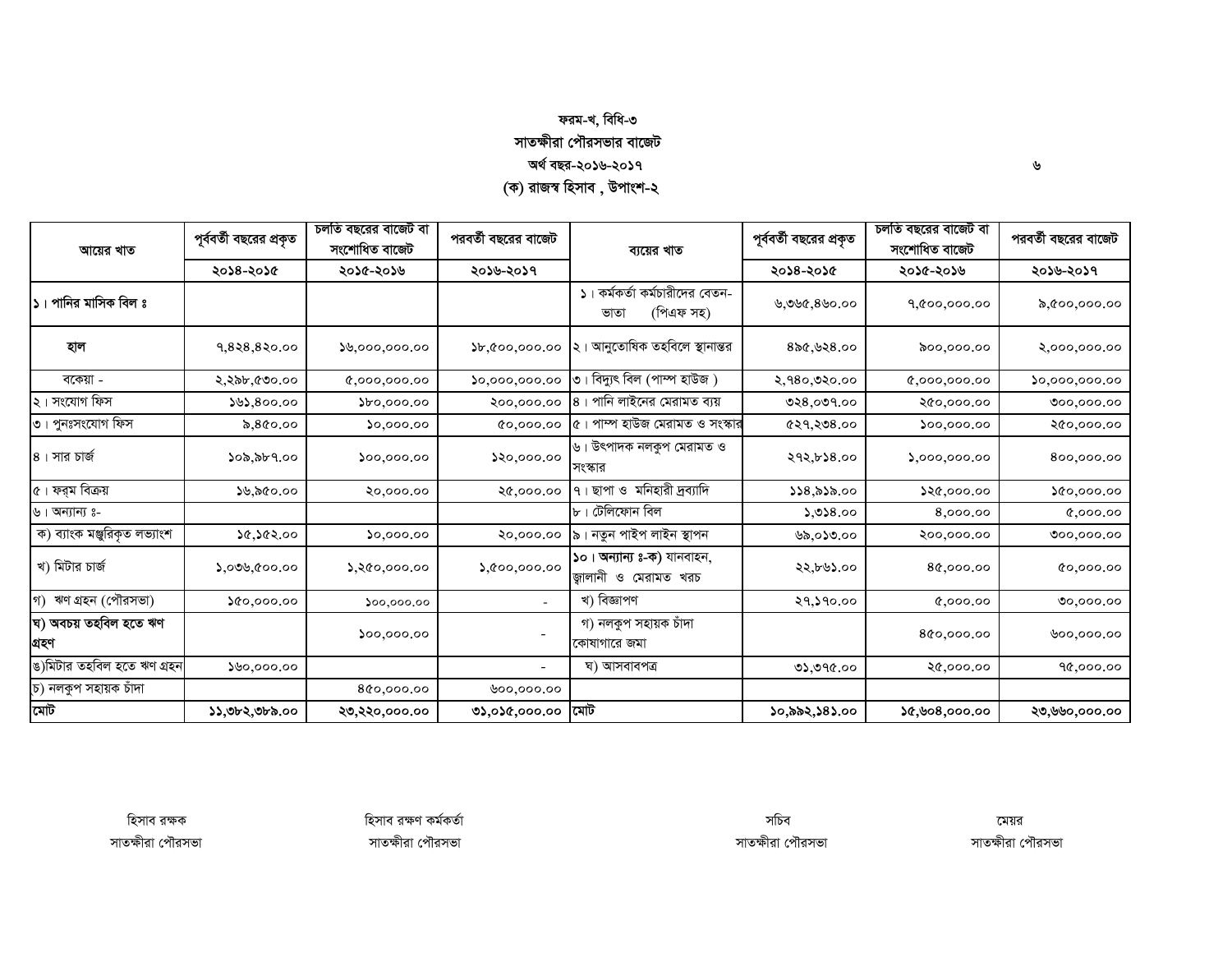ফরম-খ, বিধি-৩

# সাতক্ষীরা পৌরসভার বাজেট

অর্থ বছর-২০১৬-২০১৭

## (ক) রাজস্ব হিসাব , উপাংশ-২

| আয়ের খাত | পূর্ববর্তী বছরের প্রকৃত | চলতি বছরের বাজেট বা সংশোধিত বাজেট | পরবর্তী বছরের বাজেট | ব্যয়ের খাত | পূর্ববর্তী বছরের প্রকৃত | চলতি বছরের বাজেট বা সংশোধিত বাজেট | পরবর্তী বছরের বাজেট |
|---|---|---|---|---|---|---|---|
| | ২০১৪-২০১৫ | ২০১৫-২০১৬ | ২০১৬-২০১৭ | | ২০১৪-২০১৫ | ২০১৫-২০১৬ | ২০১৬-২০১৭ |
| ১। পানির মাসিক বিল ঃ | | | | ১। কর্মকর্তা কর্মচারীদের বেতন-ভাতা (পিএফ সহ) | ৬,৩৬৫,৪৬০.০০ | ৭,৫০০,০০০.০০ | ৯,৫০০,০০০.০০ |
| হাল | ৭,৪২৪,৪২০.০০ | ১৬,০০০,০০০.০০ | ১৮,৫০০,০০০.০০ | ২। আনুতোষিক তহবিলে স্থানান্তর | ৪৯৫,৬২৪.০০ | ৯০০,০০০.০০ | ২,০০০,০০০.০০ |
| বকেয়া - | ২,২৯৮,৫৩০.০০ | ৫,০০০,০০০.০০ | ১০,০০০,০০০.০০ | ৩। বিদ্যুৎ বিল (পাম্প হাউজ ) | ২,৭৪০,৩২০.০০ | ৫,০০০,০০০.০০ | ১০,০০০,০০০.০০ |
| ২। সংযোগ ফিস | ১৬১,৪০০.০০ | ১৮০,০০০.০০ | ২০০,০০০.০০ | ৪। পানি লাইনের মেরামত ব্যয় | ৩২৪,০৩৭.০০ | ২৫০,০০০.০০ | ৩০০,০০০.০০ |
| ৩। পুনঃসংযোগ ফিস | ৯,৪৫০.০০ | ১০,০০০.০০ | ৫০,০০০.০০ | ৫। পাম্প হাউজ মেরামত ও সংস্কার | ৫২৭,২৩৪.০০ | ১০০,০০০.০০ | ২৫০,০০০.০০ |
| ৪। সার চার্জ | ১০৯,৯৮৭.০০ | ১০০,০০০.০০ | ১২০,০০০.০০ | ৬। উৎপাদক নলকুপ মেরামত ও সংস্কার | ২৭২,৮১৪.০০ | ১,০০০,০০০.০০ | ৪০০,০০০.০০ |
| ৫। ফর্ম বিক্রয় | ১৬,৯৫০.০০ | ২০,০০০.০০ | ২৫,০০০.০০ | ৭। ছাপা ও মনিহারী দ্রব্যাদি | ১১৪,৯১৯.০০ | ১২৫,০০০.০০ | ১৫০,০০০.০০ |
| ৬। অন্যান্য ঃ- | | | | ৮। টেলিফোন বিল | ১,৩১৪.০০ | ৪,০০০.০০ | ৫,০০০.০০ |
| ক) ব্যাংক মঞ্জুরিকৃত লভ্যাংশ | ১৫,১৫২.০০ | ১০,০০০.০০ | ২০,০০০.০০ | ৯। নতুন পাইপ লাইন স্থাপন | ৬৯,০১৩.০০ | ২০০,০০০.০০ | ৩০০,০০০.০০ |
| খ) মিটার চার্জ | ১,০৩৬,৫০০.০০ | ১,২৫০,০০০.০০ | ১,৫০০,০০০.০০ | **১০। অন্যান্য ঃ-ক)** যানবাহন, জ্বালানী ও মেরামত খরচ | ২২,৮৬১.০০ | ৪৫,০০০.০০ | ৫০,০০০.০০ |
| গ) ঋণ গ্রহন (পৌরসভা) | ১৫০,০০০.০০ | ১০০,০০০.০০ | - | খ) বিজ্ঞাপণ | ২৭,১৭০.০০ | ৫,০০০.০০ | ৩০,০০০.০০ |
| **ঘ) অবচয় তহবিল হতে ঋণ গ্রহণ** | | ১০০,০০০.০০ | - | গ) নলকুপ সহায়ক চাঁদা কোষাগারে জমা | | ৪৫০,০০০.০০ | ৬০০,০০০.০০ |
| ঙ)মিটার তহবিল হতে ঋণ গ্রহন | ১৬০,০০০.০০ | | - | ঘ) আসবাবপত্র | ৩১,৩৭৫.০০ | ২৫,০০০.০০ | ৭৫,০০০.০০ |
| চ) নলকুপ সহায়ক চাঁদা | | ৪৫০,০০০.০০ | ৬০০,০০০.০০ | | | | |
| মোট | ১১,৩৮২,৩৮৯.০০ | ২৩,২২০,০০০.০০ | ৩১,০১৫,০০০.০০ | মোট | ১০,৯৯২,১৪১.০০ | ১৫,৬০৪,০০০.০০ | ২৩,৬৬০,০০০.০০ |

হিসাব রক্ষক
সাতক্ষীরা পৌরসভা

হিসাব রক্ষণ কর্মকর্তা
সাতক্ষীরা পৌরসভা

সচিব
সাতক্ষীরা পৌরসভা

মেয়র
সাতক্ষীরা পৌরসভা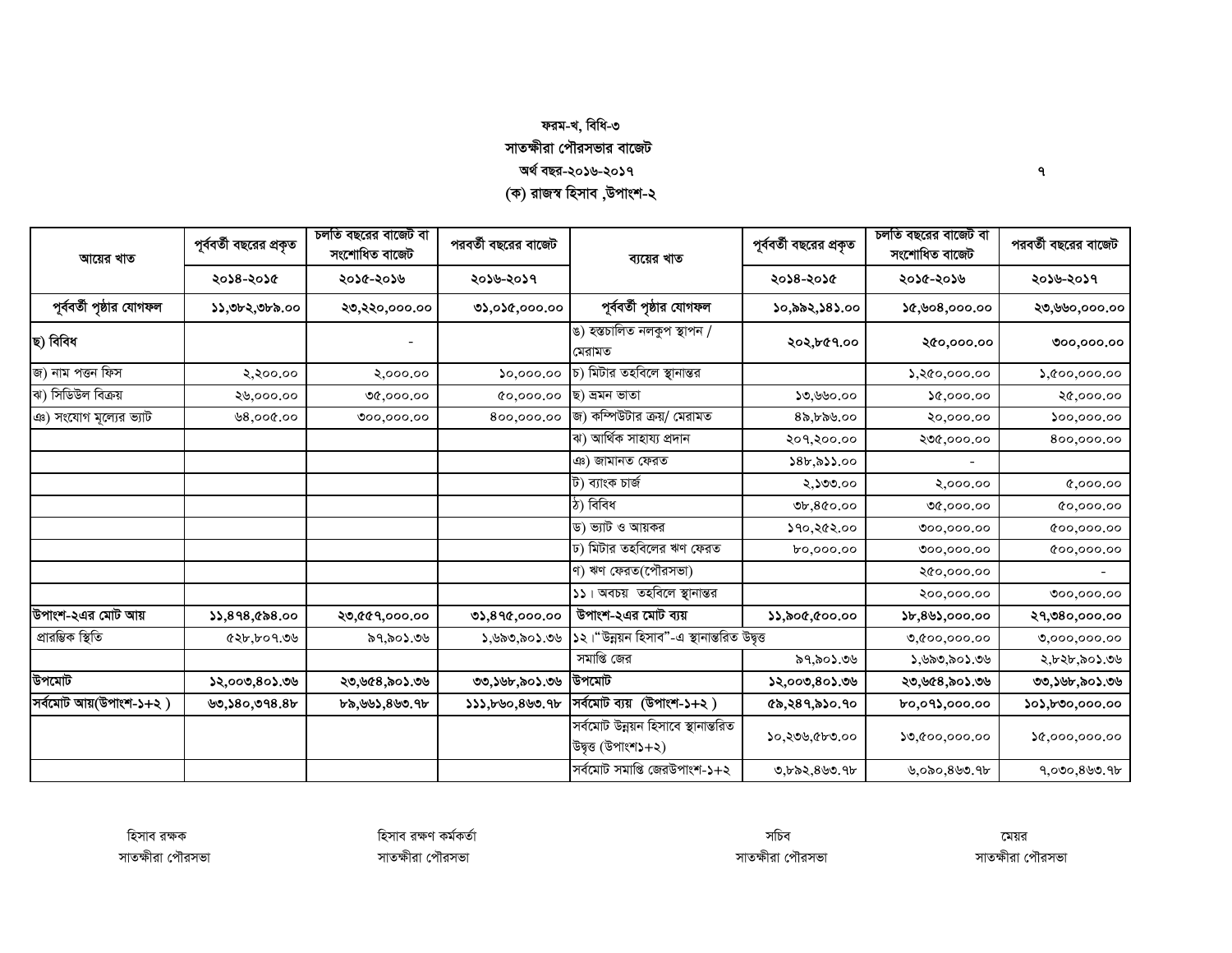ফরম-খ, বিধি-৩

সাতক্ষীরা পৌরসভার বাজেট

অর্থ বছর-২০১৬-২০১৭

(ক) রাজস্ব হিসাব ,উপাংশ-২

| আয়ের খাত | পূর্ববর্তী বছরের প্রকৃত | চলতি বছরের বাজেট বা সংশোধিত বাজেট | পরবর্তী বছরের বাজেট | ব্যয়ের খাত | পূর্ববর্তী বছরের প্রকৃত | চলতি বছরের বাজেট বা সংশোধিত বাজেট | পরবর্তী বছরের বাজেট |
|---|---|---|---|---|---|---|---|
| | ২০১৪-২০১৫ | ২০১৫-২০১৬ | ২০১৬-২০১৭ | | ২০১৪-২০১৫ | ২০১৫-২০১৬ | ২০১৬-২০১৭ |
| **পূর্ববর্তী পৃষ্ঠার যোগফল** | **১১,৩৮২,৩৮৯.০০** | **২৩,২২০,০০০.০০** | **৩১,০১৫,০০০.০০** | **পূর্ববর্তী পৃষ্ঠার যোগফল** | **১০,৯৯২,১৪১.০০** | **১৫,৬০৪,০০০.০০** | **২৩,৬৬০,০০০.০০** |
| **ছ) বিবিধ** | | - | | ঙ) হস্তচালিত নলকুপ স্থাপন / মেরামত | **২০২,৮৫৭.০০** | **২৫০,০০০.০০** | **৩০০,০০০.০০** |
| জ) নাম পত্তন ফিস | ২,২০০.০০ | ২,০০০.০০ | ১০,০০০.০০ | চ) মিটার তহবিলে স্থানান্তর | | ১,২৫০,০০০.০০ | ১,৫০০,০০০.০০ |
| ঝ) সিডিউল বিক্রয় | ২৬,০০০.০০ | ৩৫,০০০.০০ | ৫০,০০০.০০ | ছ) ভ্রমন ভাতা | ১৩,৬৬০.০০ | ১৫,০০০.০০ | ২৫,০০০.০০ |
| ঞ) সংযোগ মূল্যের ভ্যাট | ৬৪,০০৫.০০ | ৩০০,০০০.০০ | ৪০০,০০০.০০ | জ) কম্পিউটার ক্রয়/ মেরামত | ৪৯,৮৯৬.০০ | ২০,০০০.০০ | ১০০,০০০.০০ |
| | | | | ঝ) আর্থিক সাহায্য প্রদান | ২০৭,২০০.০০ | ২৩৫,০০০.০০ | ৪০০,০০০.০০ |
| | | | | ঞ) জামানত ফেরত | ১৪৮,৯১১.০০ | - | |
| | | | | ট) ব্যাংক চার্জ | ২,১৩৩.০০ | ২,০০০.০০ | ৫,০০০.০০ |
| | | | | ঠ) বিবিধ | ৩৮,৪৫০.০০ | ৩৫,০০০.০০ | ৫০,০০০.০০ |
| | | | | ড) ভ্যাট ও আয়কর | ১৭০,২৫২.০০ | ৩০০,০০০.০০ | ৫০০,০০০.০০ |
| | | | | ঢ) মিটার তহবিলের ঋণ ফেরত | ৮০,০০০.০০ | ৩০০,০০০.০০ | ৫০০,০০০.০০ |
| | | | | ণ) ঋণ ফেরত(পৌরসভা) | | ২৫০,০০০.০০ | - |
| | | | | ১১। অবচয় তহবিলে স্থানান্তর | | ২০০,০০০.০০ | ৩০০,০০০.০০ |
| **উপাংশ-২এর মোট আয়** | **১১,৪৭৪,৫৯৪.০০** | **২৩,৫৫৭,০০০.০০** | **৩১,৪৭৫,০০০.০০** | **উপাংশ-২এর মোট ব্যয়** | **১১,৯০৫,৫০০.০০** | **১৮,৪৬১,০০০.০০** | **২৭,৩৪০,০০০.০০** |
| প্রারম্ভিক স্থিতি | ৫২৮,৮০৭.৩৬ | ৯৭,৯০১.৩৬ | ১,৬৯৩,৯০১.৩৬ | ১২।"উন্নয়ন হিসাব"-এ স্থানান্তরিত উদ্বৃত্ত | | ৩,৫০০,০০০.০০ | ৩,০০০,০০০.০০ |
| | | | | সমাপ্তি জের | ৯৭,৯০১.৩৬ | ১,৬৯৩,৯০১.৩৬ | ২,৮২৮,৯০১.৩৬ |
| **উপমোট** | **১২,০০৩,৪০১.৩৬** | **২৩,৬৫৪,৯০১.৩৬** | **৩৩,১৬৮,৯০১.৩৬** | **উপমোট** | **১২,০০৩,৪০১.৩৬** | **২৩,৬৫৪,৯০১.৩৬** | **৩৩,১৬৮,৯০১.৩৬** |
| **সর্বমোট আয়(উপাংশ-১+২ )** | **৬৩,১৪০,৩৭৪.৪৮** | **৮৯,৬৬১,৪৬৩.৭৮** | **১১১,৮৬০,৪৬৩.৭৮** | **সর্বমোট ব্যয় (উপাংশ-১+২ )** | **৫৯,২৪৭,৯১০.৭০** | **৮০,০৭১,০০০.০০** | **১০১,৮৩০,০০০.০০** |
| | | | | সর্বমোট উন্নয়ন হিসাবে স্থানান্তরিত উদ্বৃত্ত (উপাংশ১+২) | ১০,২৩৬,৫৮৩.০০ | ১৩,৫০০,০০০.০০ | ১৫,০০০,০০০.০০ |
| | | | | সর্বমোট সমাপ্তি জেরউপাংশ-১+২ | ৩,৮৯২,৪৬৩.৭৮ | ৬,০৯০,৪৬৩.৭৮ | ৭,০৩০,৪৬৩.৭৮ |

| হিসাব রক্ষক | হিসাব রক্ষণ কর্মকর্তা | সচিব | মেয়র |
|---|---|---|---|
| সাতক্ষীরা পৌরসভা | সাতক্ষীরা পৌরসভা | সাতক্ষীরা পৌরসভা | সাতক্ষীরা পৌরসভা |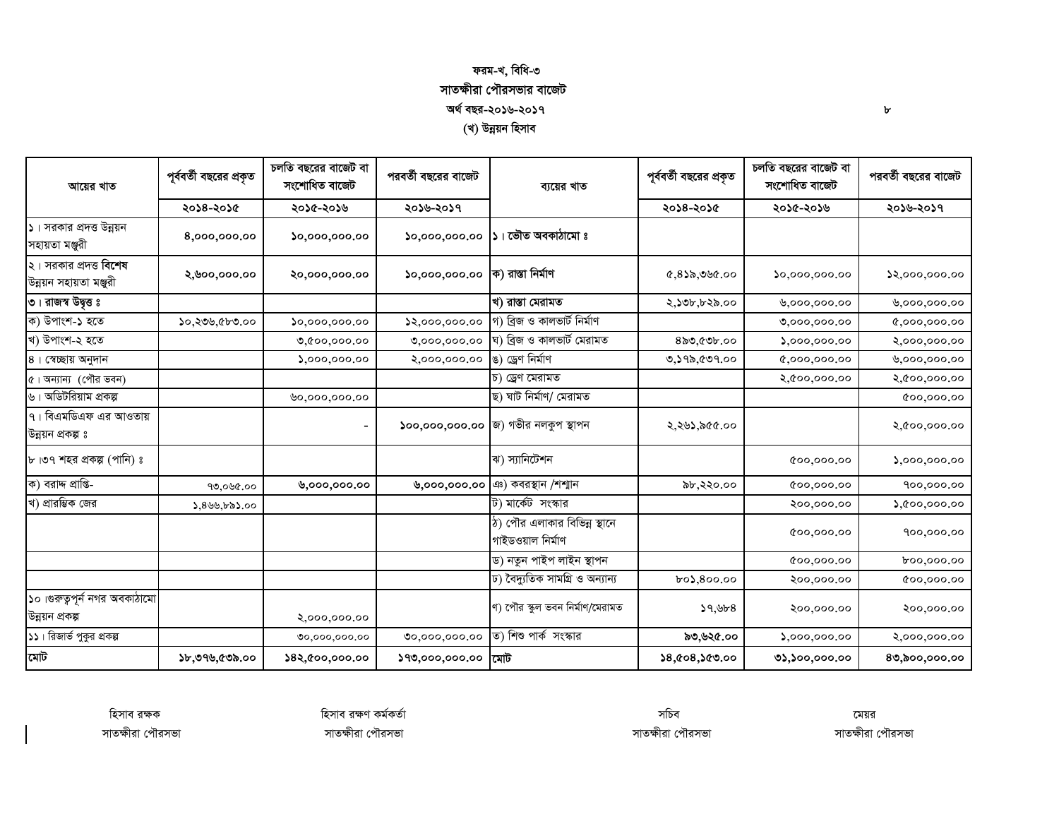ফরম-খ, বিধি-৩

# সাতক্ষীরা পৌরসভার বাজেট

অর্থ বছর-২০১৬-২০১৭

## (খ) উন্নয়ন হিসাব

| আয়ের খাত | পূর্ববর্তী বছরের প্রকৃত | চলতি বছরের বাজেট বা সংশোধিত বাজেট | পরবর্তী বছরের বাজেট | ব্যয়ের খাত | পূর্ববর্তী বছরের প্রকৃত | চলতি বছরের বাজেট বা সংশোধিত বাজেট | পরবর্তী বছরের বাজেট |
|---|---|---|---|---|---|---|---|
| | ২০১৪-২০১৫ | ২০১৫-২০১৬ | ২০১৬-২০১৭ | | ২০১৪-২০১৫ | ২০১৫-২০১৬ | ২০১৬-২০১৭ |
| ১। সরকার প্রদত্ত উন্নয়ন সহায়তা মঞ্জুরী | ৪,০০০,০০০.০০ | ১০,০০০,০০০.০০ | ১০,০০০,০০০.০০ | **১। ভৌত অবকাঠামো ঃ** | | | |
| ২। সরকার প্রদত্ত **বিশেষ** উন্নয়ন সহায়তা মঞ্জুরী | ২,৬০০,০০০.০০ | ২০,০০০,০০০.০০ | ১০,০০০,০০০.০০ | **ক) রাস্তা নির্মাণ** | ৫,৪১৯,৩৬৫.০০ | ১০,০০০,০০০.০০ | ১২,০০০,০০০.০০ |
| **৩। রাজস্ব উদ্বৃত্ত ঃ** | | | | **খ) রাস্তা মেরামত** | ২,১৩৮,৮২৯.০০ | ৬,০০০,০০০.০০ | ৬,০০০,০০০.০০ |
| ক) উপাংশ-১ হতে | ১০,২৩৬,৫৮৩.০০ | ১০,০০০,০০০.০০ | ১২,০০০,০০০.০০ | গ) ব্রিজ ও কালভার্ট নির্মাণ | | ৩,০০০,০০০.০০ | ৫,০০০,০০০.০০ |
| খ) উপাংশ-২ হতে | | ৩,৫০০,০০০.০০ | ৩,০০০,০০০.০০ | ঘ) ব্রিজ ও কালভার্ট মেরামত | ৪৯৩,৫৩৮.০০ | ১,০০০,০০০.০০ | ২,০০০,০০০.০০ |
| ৪। স্বেচ্ছায় অনুদান | | ১,০০০,০০০.০০ | ২,০০০,০০০.০০ | ঙ) ড্রেণ নির্মাণ | ৩,১৭৯,৫৩৭.০০ | ৫,০০০,০০০.০০ | ৬,০০০,০০০.০০ |
| ৫। অন্যান্য (পৌর ভবন) | | | | চ) ড্রেণ মেরামত | | ২,৫০০,০০০.০০ | ২,৫০০,০০০.০০ |
| ৬। অডিটরিয়াম প্রকল্প | | ৬০,০০০,০০০.০০ | | ছ) ঘাট নির্মাণ/ মেরামত | | | ৫০০,০০০.০০ |
| ৭। বিএমডিএফ এর আওতায় উন্নয়ন প্রকল্প ঃ | | - | **১০০,০০০,০০০.০০** | জ) গভীর নলকুপ স্থাপন | ২,২৬১,৯৫৫.০০ | | ২,৫০০,০০০.০০ |
| ৮।৩৭ শহর প্রকল্প (পানি) ঃ | | | | ঝ) স্যানিটেশন | | ৫০০,০০০.০০ | ১,০০০,০০০.০০ |
| ক) বরাদ্দ প্রাপ্তি- | ৭৩,০৬৫.০০ | **৬,০০০,০০০.০০** | ৬,০০০,০০০.০০ | ঞ) কবরস্থান /শশ্মান | ৯৮,২২০.০০ | ৫০০,০০০.০০ | ৭০০,০০০.০০ |
| খ) প্রারম্ভিক জের | ১,৪৬৬,৮৯১.০০ | | | ট) মার্কেট সংস্কার | | ২০০,০০০.০০ | ১,৫০০,০০০.০০ |
| | | | | ঠ) পৌর এলাকার বিভিন্ন স্থানে গাইডওয়াল নির্মাণ | | ৫০০,০০০.০০ | ৭০০,০০০.০০ |
| | | | | ড) নতুন পাইপ লাইন স্থাপন | | ৫০০,০০০.০০ | ৮০০,০০০.০০ |
| | | | | ঢ) বৈদ্যুতিক সামগ্রি ও অন্যান্য | ৮০১,৪০০.০০ | ২০০,০০০.০০ | ৫০০,০০০.০০ |
| ১০।গুরুত্বপূর্ন নগর অবকাঠামো উন্নয়ন প্রকল্প | | ২,০০০,০০০.০০ | | ণ) পৌর স্কুল ভবন নির্মাণ/মেরামত | ১৭,৬৮৪ | ২০০,০০০.০০ | ২০০,০০০.০০ |
| ১১। রিজার্ভ পুকুর প্রকল্প | | ৩০,০০০,০০০.০০ | ৩০,০০০,০০০.০০ | ত) শিশু পার্ক সংস্কার | **৯৩,৬২৫.০০** | ১,০০০,০০০.০০ | ২,০০০,০০০.০০ |
| **মোট** | **১৮,৩৭৬,৫৩৯.০০** | **১৪২,৫০০,০০০.০০** | **১৭৩,০০০,০০০.০০** | **মোট** | **১৪,৫০৪,১৫৩.০০** | **৩১,১০০,০০০.০০** | **৪৩,৯০০,০০০.০০** |

| হিসাব রক্ষক | হিসাব রক্ষণ কর্মকর্তা | সচিব | মেয়র |
|---|---|---|---|
| সাতক্ষীরা পৌরসভা | সাতক্ষীরা পৌরসভা | সাতক্ষীরা পৌরসভা | সাতক্ষীরা পৌরসভা |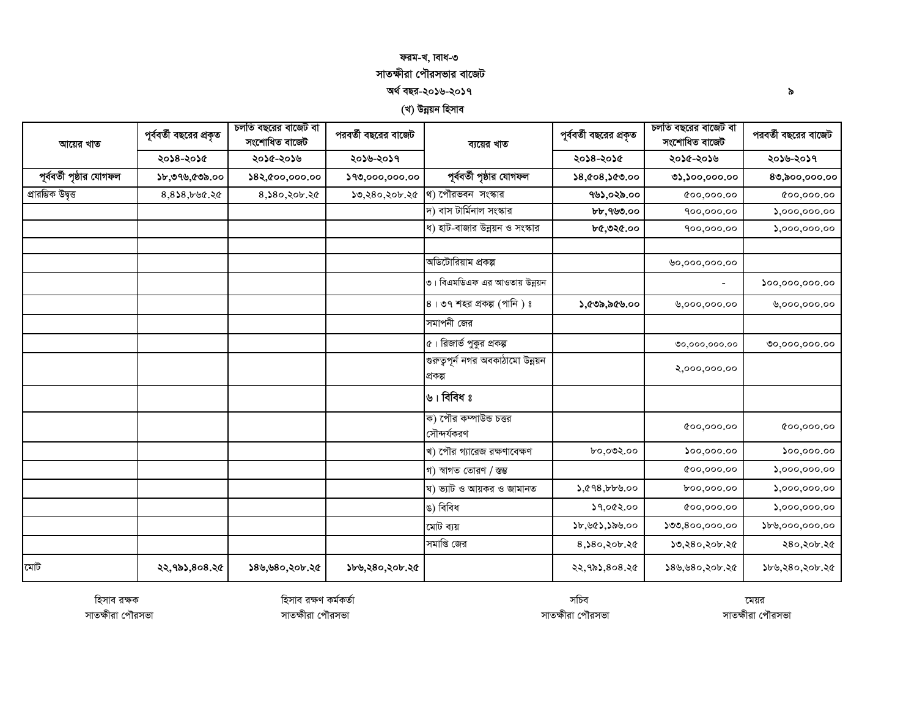ফরম-খ, বাধ-৩

## সাতক্ষীরা পৌরসভার বাজেট

অর্থ বছর-২০১৬-২০১৭

### (খ) উন্নয়ন হিসাব

| আয়ের খাত | পূর্ববর্তী বছরের প্রকৃত | চলতি বছরের বাজেট বা সংশোধিত বাজেট | পরবর্তী বছরের বাজেট | ব্যয়ের খাত | পূর্ববর্তী বছরের প্রকৃত | চলতি বছরের বাজেট বা সংশোধিত বাজেট | পরবর্তী বছরের বাজেট |
|---|---|---|---|---|---|---|---|
| | ২০১৪-২০১৫ | ২০১৫-২০১৬ | ২০১৬-২০১৭ | | ২০১৪-২০১৫ | ২০১৫-২০১৬ | ২০১৬-২০১৭ |
| **পূর্ববর্তী পৃষ্ঠার যোগফল** | **১৮,৩৭৬,৫৩৯.০০** | **১৪২,৫০০,০০০.০০** | **১৭৩,০০০,০০০.০০** | **পূর্ববর্তী পৃষ্ঠার যোগফল** | **১৪,৫০৪,১৫৩.০০** | **৩১,১০০,০০০.০০** | **৪৩,৯০০,০০০.০০** |
| প্রারম্ভিক উদ্বৃত্ত | ৪,৪১৪,৮৬৫.২৫ | ৪,১৪০,২০৮.২৫ | ১৩,২৪০,২০৮.২৫ | থ) পৌরভবন সংস্কার | **৭৬১,০২৯.০০** | ৫০০,০০০.০০ | ৫০০,০০০.০০ |
| | | | | দ) বাস টার্মিনাল সংস্কার | **৮৮,৭৬৩.০০** | ৭০০,০০০.০০ | ১,০০০,০০০.০০ |
| | | | | ধ) হাট-বাজার উন্নয়ন ও সংস্কার | **৮৫,৩২৫.০০** | ৭০০,০০০.০০ | ১,০০০,০০০.০০ |
| | | | | | | | |
| | | | | অডিটোরিয়াম প্রকল্প | | ৬০,০০০,০০০.০০ | |
| | | | | ৩। বিএমডিএফ এর আওতায় উন্নয়ন | | - | ১০০,০০০,০০০.০০ |
| | | | | ৪। ৩৭ শহর প্রকল্প (পানি) ঃ | **১,৫৩৯,৯৫৬.০০** | ৬,০০০,০০০.০০ | ৬,০০০,০০০.০০ |
| | | | | সমাপনী জের | | | |
| | | | | ৫। রিজার্ভ পুকুর প্রকল্প | | ৩০,০০০,০০০.০০ | ৩০,০০০,০০০.০০ |
| | | | | গুরুত্বপূর্ন নগর অবকাঠামো উন্নয়ন প্রকল্প | | ২,০০০,০০০.০০ | |
| | | | | **৬। বিবিধ ঃ** | | | |
| | | | | ক) পৌর কম্পাউন্ড চত্তর সৌন্দর্যকরণ | | ৫০০,০০০.০০ | ৫০০,০০০.০০ |
| | | | | খ) পৌর গ্যারেজ রক্ষণাবেক্ষণ | ৮০,০৩২.০০ | ১০০,০০০.০০ | ১০০,০০০.০০ |
| | | | | গ) স্বাগত তোরণ / স্তম্ভ | | ৫০০,০০০.০০ | ১,০০০,০০০.০০ |
| | | | | ঘ) ভ্যাট ও আয়কর ও জামানত | ১,৫৭৪,৮৮৬.০০ | ৮০০,০০০.০০ | ১,০০০,০০০.০০ |
| | | | | ঙ) বিবিধ | ১৭,০৫২.০০ | ৫০০,০০০.০০ | ১,০০০,০০০.০০ |
| | | | | মোট ব্যয় | ১৮,৬৫১,১৯৬.০০ | ১৩৩,৪০০,০০০.০০ | ১৮৬,০০০,০০০.০০ |
| | | | | সমাপ্তি জের | ৪,১৪০,২০৮.২৫ | ১৩,২৪০,২০৮.২৫ | ২৪০,২০৮.২৫ |
| মোট | **২২,৭৯১,৪০৪.২৫** | **১৪৬,৬৪০,২০৮.২৫** | **১৮৬,২৪০,২০৮.২৫** | | ২২,৭৯১,৪০৪.২৫ | ১৪৬,৬৪০,২০৮.২৫ | ১৮৬,২৪০,২০৮.২৫ |

হিসাব রক্ষক
সাতক্ষীরা পৌরসভা

হিসাব রক্ষণ কর্মকর্তা
সাতক্ষীরা পৌরসভা

সচিব
সাতক্ষীরা পৌরসভা

মেয়র
সাতক্ষীরা পৌরসভা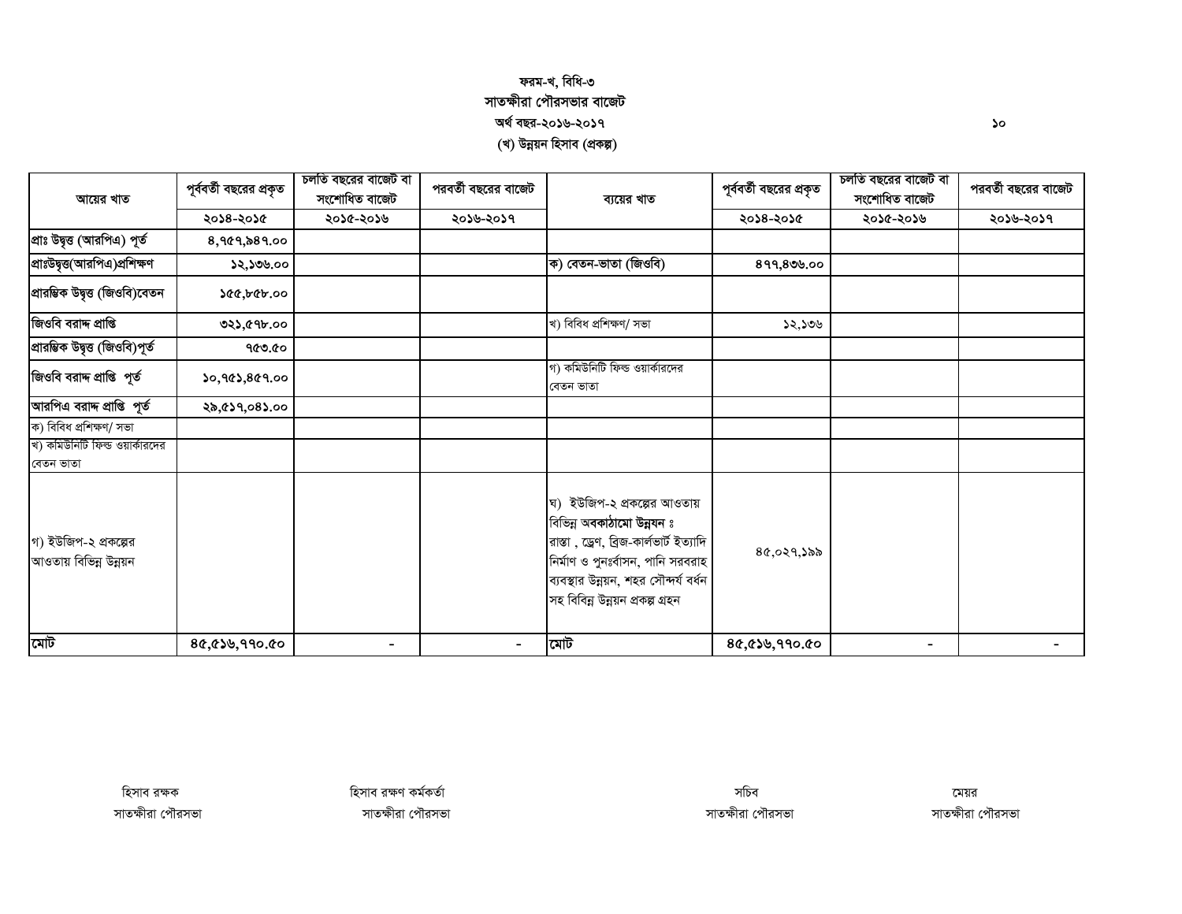ফরম-খ, বিধি-৩

## সাতক্ষীরা পৌরসভার বাজেট

অর্থ বছর-২০১৬-২০১৭

(খ) উন্নয়ন হিসাব (প্রকল্প)

| আয়ের খাত | পূর্ববর্তী বছরের প্রকৃত | চলতি বছরের বাজেট বা সংশোধিত বাজেট | পরবর্তী বছরের বাজেট | ব্যয়ের খাত | পূর্ববর্তী বছরের প্রকৃত | চলতি বছরের বাজেট বা সংশোধিত বাজেট | পরবর্তী বছরের বাজেট |
|---|---|---|---|---|---|---|---|
| | ২০১৪-২০১৫ | ২০১৫-২০১৬ | ২০১৬-২০১৭ | | ২০১৪-২০১৫ | ২০১৫-২০১৬ | ২০১৬-২০১৭ |
| প্রাঃ উদ্বৃত্ত (আরপিএ) পূর্ত | ৪,৭৫৭,৯৪৭.০০ | | | | | | |
| প্রাঃউদ্বৃত্ত(আরপিএ)প্রশিক্ষণ | ১২,১৩৬.০০ | | | ক) বেতন-ভাতা (জিওবি) | ৪৭৭,৪৩৬.০০ | | |
| প্রারম্ভিক উদ্বৃত্ত (জিওবি)বেতন | ১৫৫,৮৫৮.০০ | | | | | | |
| জিওবি বরাদ্দ প্রাপ্তি | ৩২১,৫৭৮.০০ | | | খ) বিবিধ প্রশিক্ষণ/ সভা | ১২,১৩৬ | | |
| প্রারম্ভিক উদ্বৃত্ত (জিওবি)পূর্ত | ৭৫৩.৫০ | | | | | | |
| জিওবি বরাদ্দ প্রাপ্তি পূর্ত | ১০,৭৫১,৪৫৭.০০ | | | গ) কমিউনিটি ফিল্ড ওয়ার্কারদের বেতন ভাতা | | | |
| আরপিএ বরাদ্দ প্রাপ্তি পূর্ত | ২৯,৫১৭,০৪১.০০ | | | | | | |
| ক) বিবিধ প্রশিক্ষণ/ সভা | | | | | | | |
| খ) কমিউনিটি ফিল্ড ওয়ার্কারদের বেতন ভাতা | | | | | | | |
| গ) ইউজিপ-২ প্রকল্পের আওতায় বিভিন্ন উন্নয়ন | | | | ঘ) ইউজিপ-২ প্রকল্পের আওতায় বিভিন্ন অবকাঠামো উন্নয়ন ঃ রাস্তা , ড্রেণ, ব্রিজ-কার্লভার্ট ইত্যাদি নির্মাণ ও পুনঃর্বাসন, পানি সরবরাহ ব্যবস্থার উন্নয়ন, শহর সৌন্দর্য বর্ধন সহ বিবিন্ন উন্নয়ন প্রকল্প গ্রহন | ৪৫,০২৭,১৯৯ | | |
| মোট | ৪৫,৫১৬,৭৭০.৫০ | - | - | মোট | ৪৫,৫১৬,৭৭০.৫০ | - | - |

| হিসাব রক্ষক | হিসাব রক্ষণ কর্মকর্তা | সচিব | মেয়র |
|---|---|---|---|
| সাতক্ষীরা পৌরসভা | সাতক্ষীরা পৌরসভা | সাতক্ষীরা পৌরসভা | সাতক্ষীরা পৌরসভা |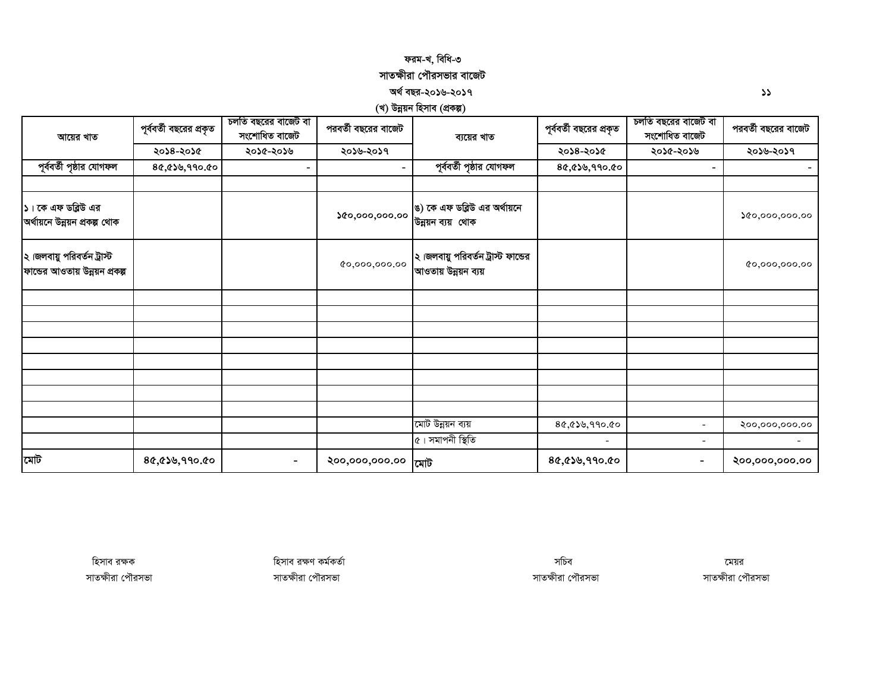ফরম-খ, বিধি-৩

সাতক্ষীরা পৌরসভার বাজেট

অর্থ বছর-২০১৬-২০১৭

(খ) উন্নয়ন হিসাব (প্রকল্প)

| আয়ের খাত | পূর্ববর্তী বছরের প্রকৃত | চলতি বছরের বাজেট বা সংশোধিত বাজেট | পরবর্তী বছরের বাজেট | ব্যয়ের খাত | পূর্ববর্তী বছরের প্রকৃত | চলতি বছরের বাজেট বা সংশোধিত বাজেট | পরবর্তী বছরের বাজেট |
|---|---|---|---|---|---|---|---|
| | ২০১৪-২০১৫ | ২০১৫-২০১৬ | ২০১৬-২০১৭ | | ২০১৪-২০১৫ | ২০১৫-২০১৬ | ২০১৬-২০১৭ |
| পূর্ববর্তী পৃষ্ঠার যোগফল | ৪৫,৫১৬,৭৭০.৫০ | - | - | পূর্ববর্তী পৃষ্ঠার যোগফল | ৪৫,৫১৬,৭৭০.৫০ | - | - |
| | | | | | | | |
| ১। কে এফ ডব্লিউ এর অর্থায়নে উন্নয়ন প্রকল্প থোক | | | ১৫০,০০০,০০০.০০ | ঙ) কে এফ ডব্লিউ এর অর্থায়নে উন্নয়ন ব্যয় থোক | | | ১৫০,০০০,০০০.০০ |
| ২।জলবায়ু পরিবর্তন ট্রাস্ট ফান্ডের আওতায় উন্নয়ন প্রকল্প | | | ৫০,০০০,০০০.০০ | ২।জলবায়ু পরিবর্তন ট্রাস্ট ফান্ডের আওতায় উন্নয়ন ব্যয় | | | ৫০,০০০,০০০.০০ |
| | | | | | | | |
| | | | | | | | |
| | | | | | | | |
| | | | | | | | |
| | | | | | | | |
| | | | | | | | |
| | | | | | | | |
| | | | | | | | |
| | | | | মোট উন্নয়ন ব্যয় | ৪৫,৫১৬,৭৭০.৫০ | - | ২০০,০০০,০০০.০০ |
| | | | | ৫। সমাপনী স্থিতি | - | - | - |
| মোট | ৪৫,৫১৬,৭৭০.৫০ | - | ২০০,০০০,০০০.০০ | মোট | ৪৫,৫১৬,৭৭০.৫০ | - | ২০০,০০০,০০০.০০ |

| হিসাব রক্ষক | হিসাব রক্ষণ কর্মকর্তা | সচিব | মেয়র |
|---|---|---|---|
| সাতক্ষীরা পৌরসভা | সাতক্ষীরা পৌরসভা | সাতক্ষীরা পৌরসভা | সাতক্ষীরা পৌরসভা |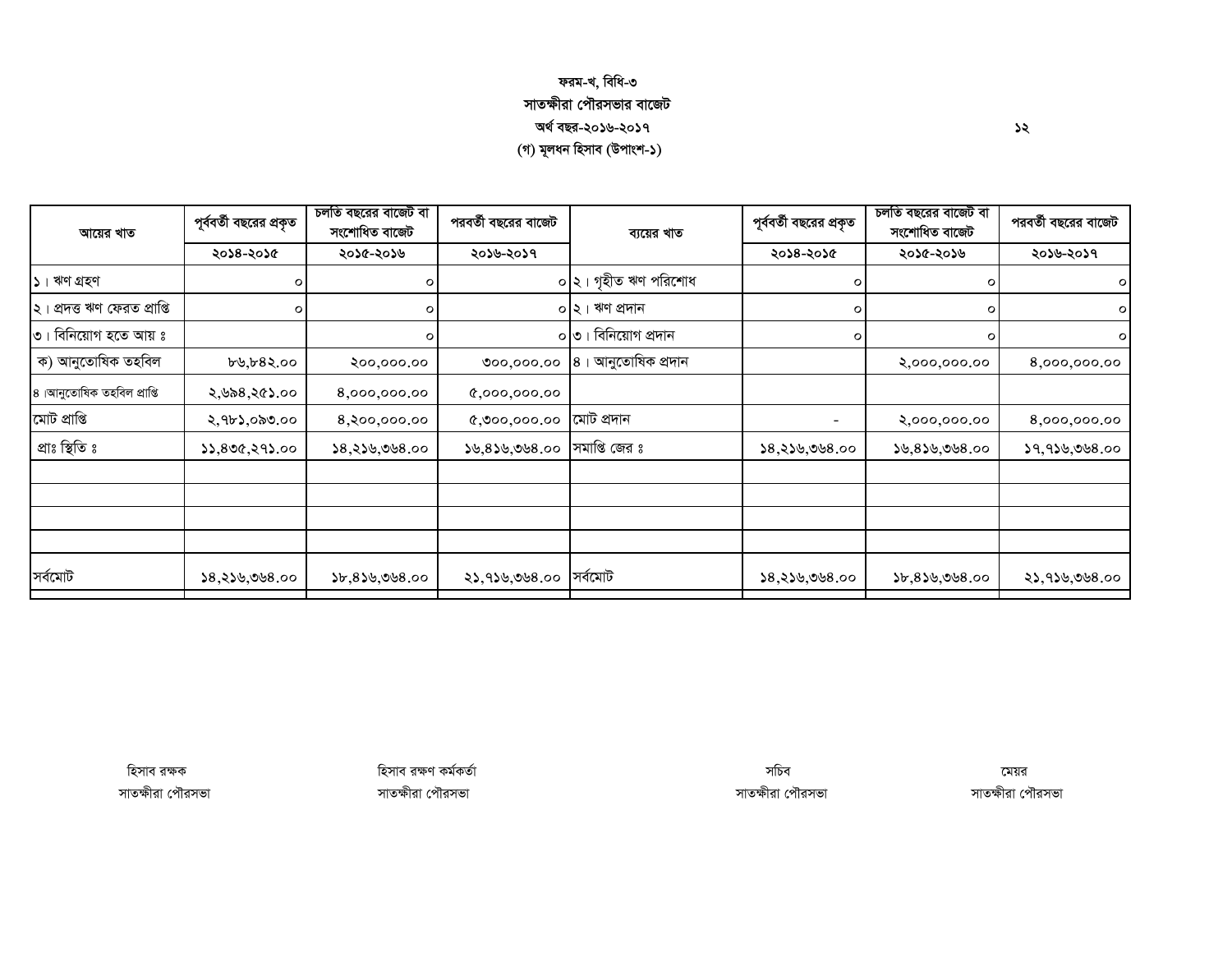ফরম-খ, বিধি-৩

সাতক্ষীরা পৌরসভার বাজেট

অর্থ বছর-২০১৬-২০১৭

(গ) মূলধন হিসাব (উপাংশ-১)

| আয়ের খাত | পূর্ববর্তী বছরের প্রকৃত | চলতি বছরের বাজেট বা সংশোধিত বাজেট | পরবর্তী বছরের বাজেট | ব্যয়ের খাত | পূর্ববর্তী বছরের প্রকৃত | চলতি বছরের বাজেট বা সংশোধিত বাজেট | পরবর্তী বছরের বাজেট |
|---|---|---|---|---|---|---|---|
| | ২০১৪-২০১৫ | ২০১৫-২০১৬ | ২০১৬-২০১৭ | | ২০১৪-২০১৫ | ২০১৫-২০১৬ | ২০১৬-২০১৭ |
| ১। ঋণ গ্রহণ | ০ | ০ | ০ | ২। গৃহীত ঋণ পরিশোধ | ০ | ০ | ০ |
| ২। প্রদত্ত ঋণ ফেরত প্রাপ্তি | ০ | ০ | ০ | ২। ঋণ প্রদান | ০ | ০ | ০ |
| ৩। বিনিয়োগ হতে আয় ঃ | | ০ | ০ | ৩। বিনিয়োগ প্রদান | ০ | ০ | ০ |
| ক) আনুতোষিক তহবিল | ৮৬,৮৪২.০০ | ২০০,০০০.০০ | ৩০০,০০০.০০ | ৪। আনুতোষিক প্রদান | | ২,০০০,০০০.০০ | ৪,০০০,০০০.০০ |
| ৪।আনুতোষিক তহবিল প্রাপ্তি | ২,৬৯৪,২৫১.০০ | ৪,০০০,০০০.০০ | ৫,০০০,০০০.০০ | | | | |
| মোট প্রাপ্তি | ২,৭৮১,০৯৩.০০ | ৪,২০০,০০০.০০ | ৫,৩০০,০০০.০০ | মোট প্রদান | - | ২,০০০,০০০.০০ | ৪,০০০,০০০.০০ |
| প্রাঃ স্থিতি ঃ | ১১,৪৩৫,২৭১.০০ | ১৪,২১৬,৩৬৪.০০ | ১৬,৪১৬,৩৬৪.০০ | সমাপ্তি জের ঃ | ১৪,২১৬,৩৬৪.০০ | ১৬,৪১৬,৩৬৪.০০ | ১৭,৭১৬,৩৬৪.০০ |
| | | | | | | | |
| | | | | | | | |
| | | | | | | | |
| | | | | | | | |
| সর্বমোট | ১৪,২১৬,৩৬৪.০০ | ১৮,৪১৬,৩৬৪.০০ | ২১,৭১৬,৩৬৪.০০ | সর্বমোট | ১৪,২১৬,৩৬৪.০০ | ১৮,৪১৬,৩৬৪.০০ | ২১,৭১৬,৩৬৪.০০ |

| হিসাব রক্ষক | হিসাব রক্ষণ কর্মকর্তা | সচিব | মেয়র |
|---|---|---|---|
| সাতক্ষীরা পৌরসভা | সাতক্ষীরা পৌরসভা | সাতক্ষীরা পৌরসভা | সাতক্ষীরা পৌরসভা |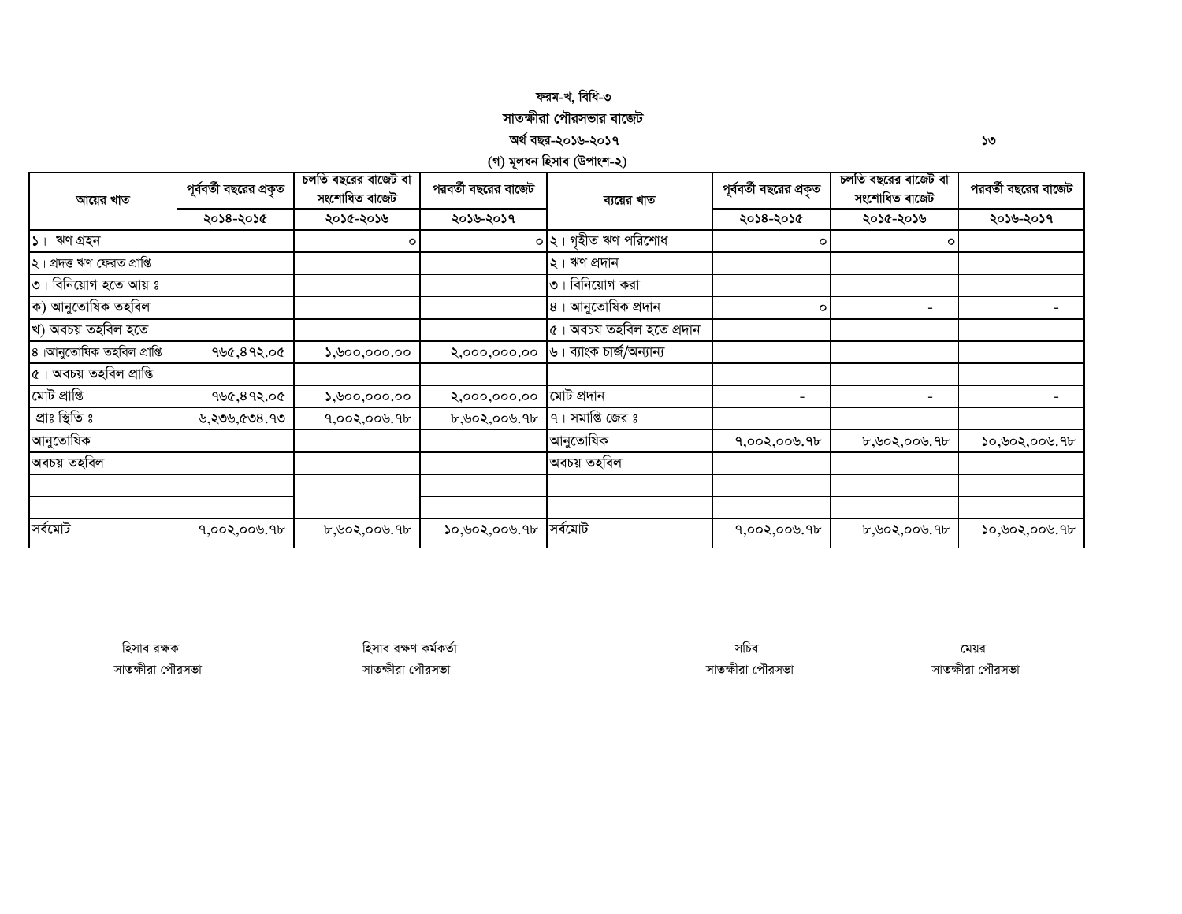ফরম-খ, বিধি-৩

## সাতক্ষীরা পৌরসভার বাজেট

অর্থ বছর-২০১৬-২০১৭

(গ) মূলধন হিসাব (উপাংশ-২)

| আয়ের খাত | পূর্ববর্তী বছরের প্রকৃত | চলতি বছরের বাজেট বা সংশোধিত বাজেট | পরবর্তী বছরের বাজেট | ব্যয়ের খাত | পূর্ববর্তী বছরের প্রকৃত | চলতি বছরের বাজেট বা সংশোধিত বাজেট | পরবর্তী বছরের বাজেট |
|---|---|---|---|---|---|---|---|
| | ২০১৪-২০১৫ | ২০১৫-২০১৬ | ২০১৬-২০১৭ | | ২০১৪-২০১৫ | ২০১৫-২০১৬ | ২০১৬-২০১৭ |
| ১। ঋণ গ্রহন | | ০ | ০ | ২। গৃহীত ঋণ পরিশোধ | ০ | ০ | |
| ২। প্রদত্ত ঋণ ফেরত প্রাপ্তি | | | | ২। ঋণ প্রদান | | | |
| ৩। বিনিয়োগ হতে আয় ঃ | | | | ৩। বিনিয়োগ করা | | | |
| ক) আনুতোষিক তহবিল | | | | ৪। আনুতোষিক প্রদান | ০ | - | - |
| খ) অবচয় তহবিল হতে | | | | ৫। অবচয় তহবিল হতে প্রদান | | | |
| ৪।আনুতোষিক তহবিল প্রাপ্তি | ৭৬৫,৪৭২.০৫ | ১,৬০০,০০০.০০ | ২,০০০,০০০.০০ | ৬। ব্যাংক চার্জ/অন্যান্য | | | |
| ৫। অবচয় তহবিল প্রাপ্তি | | | | | | | |
| মোট প্রাপ্তি | ৭৬৫,৪৭২.০৫ | ১,৬০০,০০০.০০ | ২,০০০,০০০.০০ | মোট প্রদান | - | - | - |
| প্রাঃ স্থিতি ঃ | ৬,২৩৬,৫৩৪.৭৩ | ৭,০০২,০০৬.৭৮ | ৮,৬০২,০০৬.৭৮ | ৭। সমাপ্তি জের ঃ | | | |
| আনুতোষিক | | | | আনুতোষিক | ৭,০০২,০০৬.৭৮ | ৮,৬০২,০০৬.৭৮ | ১০,৬০২,০০৬.৭৮ |
| অবচয় তহবিল | | | | অবচয় তহবিল | | | |
| | | | | | | | |
| | | | | | | | |
| সর্বমোট | ৭,০০২,০০৬.৭৮ | ৮,৬০২,০০৬.৭৮ | ১০,৬০২,০০৬.৭৮ | সর্বমোট | ৭,০০২,০০৬.৭৮ | ৮,৬০২,০০৬.৭৮ | ১০,৬০২,০০৬.৭৮ |

হিসাব রক্ষক
সাতক্ষীরা পৌরসভা

হিসাব রক্ষণ কর্মকর্তা
সাতক্ষীরা পৌরসভা

সচিব
সাতক্ষীরা পৌরসভা

মেয়র
সাতক্ষীরা পৌরসভা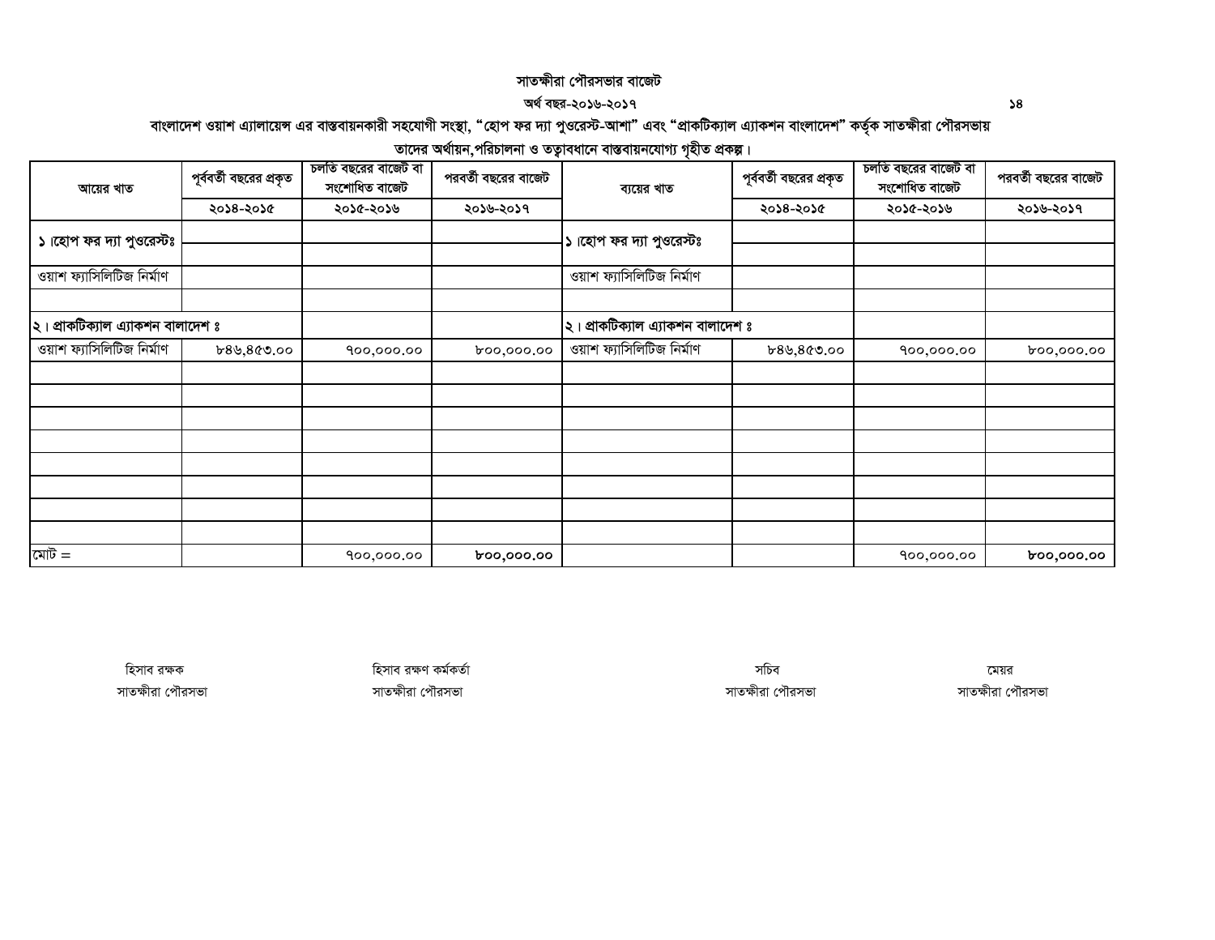# সাতক্ষীরা পৌরসভার বাজেট

## অর্থ বছর-২০১৬-২০১৭

বাংলাদেশ ওয়াশ এ্যালায়েন্স এর বাস্তবায়নকারী সহযোগী সংস্থা, "হোপ ফর দ্যা পুওরেস্ট-আশা" এবং "প্রাকটিক্যাল এ্যাকশন বাংলাদেশ" কর্তৃক সাতক্ষীরা পৌরসভায় তাদের অর্থায়ন,পরিচালনা ও তত্বাবধানে বাস্তবায়নযোগ্য গৃহীত প্রকল্প।

| আয়ের খাত | পূর্ববর্তী বছরের প্রকৃত | চলতি বছরের বাজেট বা সংশোধিত বাজেট | পরবর্তী বছরের বাজেট | ব্যয়ের খাত | পূর্ববর্তী বছরের প্রকৃত | চলতি বছরের বাজেট বা সংশোধিত বাজেট | পরবর্তী বছরের বাজেট |
|---|---|---|---|---|---|---|---|
| | ২০১৪-২০১৫ | ২০১৫-২০১৬ | ২০১৬-২০১৭ | | ২০১৪-২০১৫ | ২০১৫-২০১৬ | ২০১৬-২০১৭ |
| ১।হোপ ফর দ্যা পুওরেস্টঃ | | | | ১।হোপ ফর দ্যা পুওরেস্টঃ | | | |
| | | | | | | | |
| ওয়াশ ফ্যাসিলিটিজ নির্মাণ | | | | ওয়াশ ফ্যাসিলিটিজ নির্মাণ | | | |
| | | | | | | | |
| ২। প্রাকটিক্যাল এ্যাকশন বালাদেশ ঃ | | | | ২। প্রাকটিক্যাল এ্যাকশন বালাদেশ ঃ | | | |
| ওয়াশ ফ্যাসিলিটিজ নির্মাণ | ৮৪৬,৪৫৩.০০ | ৭০০,০০০.০০ | ৮০০,০০০.০০ | ওয়াশ ফ্যাসিলিটিজ নির্মাণ | ৮৪৬,৪৫৩.০০ | ৭০০,০০০.০০ | ৮০০,০০০.০০ |
| | | | | | | | |
| | | | | | | | |
| | | | | | | | |
| | | | | | | | |
| | | | | | | | |
| | | | | | | | |
| | | | | | | | |
| | | | | | | | |
| মোট = | | ৭০০,০০০.০০ | **৮০০,০০০.০০** | | | ৭০০,০০০.০০ | **৮০০,০০০.০০** |

হিসাব রক্ষক
সাতক্ষীরা পৌরসভা

হিসাব রক্ষণ কর্মকর্তা
সাতক্ষীরা পৌরসভা

সচিব
সাতক্ষীরা পৌরসভা

মেয়র
সাতক্ষীরা পৌরসভা